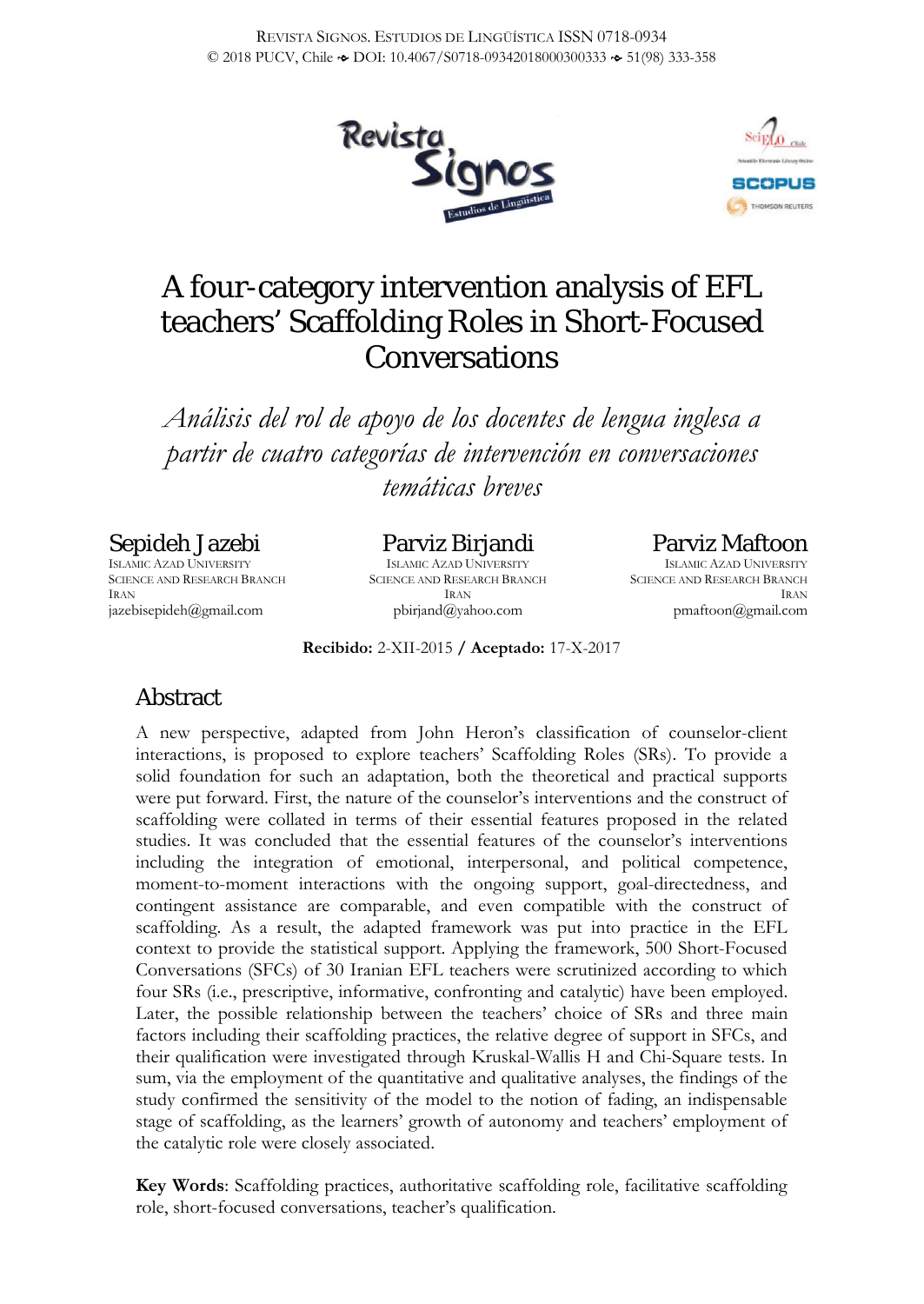# A four-category intervention analysis of EFL teachers' Scaffolding Roles in Short-Focused Conversations

*Análisis del rol de apoyo de los docentes de lengua inglesa a partir de cuatro categorías de intervención en conversaciones temáticas breves*

**Sepideh Jazebi**
Islamic Azad University
Science and Research Branch
Iran
jazebisepideh@gmail.com

**Parviz Birjandi**
Islamic Azad University
Science and Research Branch
Iran
pbirjand@yahoo.com

**Parviz Maftoon**
Islamic Azad University
Science and Research Branch
Iran
pmaftoon@gmail.com

**Recibido:** 2-XII-2015 / **Aceptado:** 17-X-2017

## Abstract

A new perspective, adapted from John Heron's classification of counselor-client interactions, is proposed to explore teachers' Scaffolding Roles (SRs). To provide a solid foundation for such an adaptation, both the theoretical and practical supports were put forward. First, the nature of the counselor's interventions and the construct of scaffolding were collated in terms of their essential features proposed in the related studies. It was concluded that the essential features of the counselor's interventions including the integration of emotional, interpersonal, and political competence, moment-to-moment interactions with the ongoing support, goal-directedness, and contingent assistance are comparable, and even compatible with the construct of scaffolding. As a result, the adapted framework was put into practice in the EFL context to provide the statistical support. Applying the framework, 500 Short-Focused Conversations (SFCs) of 30 Iranian EFL teachers were scrutinized according to which four SRs (i.e., prescriptive, informative, confronting and catalytic) have been employed. Later, the possible relationship between the teachers' choice of SRs and three main factors including their scaffolding practices, the relative degree of support in SFCs, and their qualification were investigated through Kruskal-Wallis H and Chi-Square tests. In sum, via the employment of the quantitative and qualitative analyses, the findings of the study confirmed the sensitivity of the model to the notion of fading, an indispensable stage of scaffolding, as the learners' growth of autonomy and teachers' employment of the catalytic role were closely associated.

**Key Words**: Scaffolding practices, authoritative scaffolding role, facilitative scaffolding role, short-focused conversations, teacher's qualification.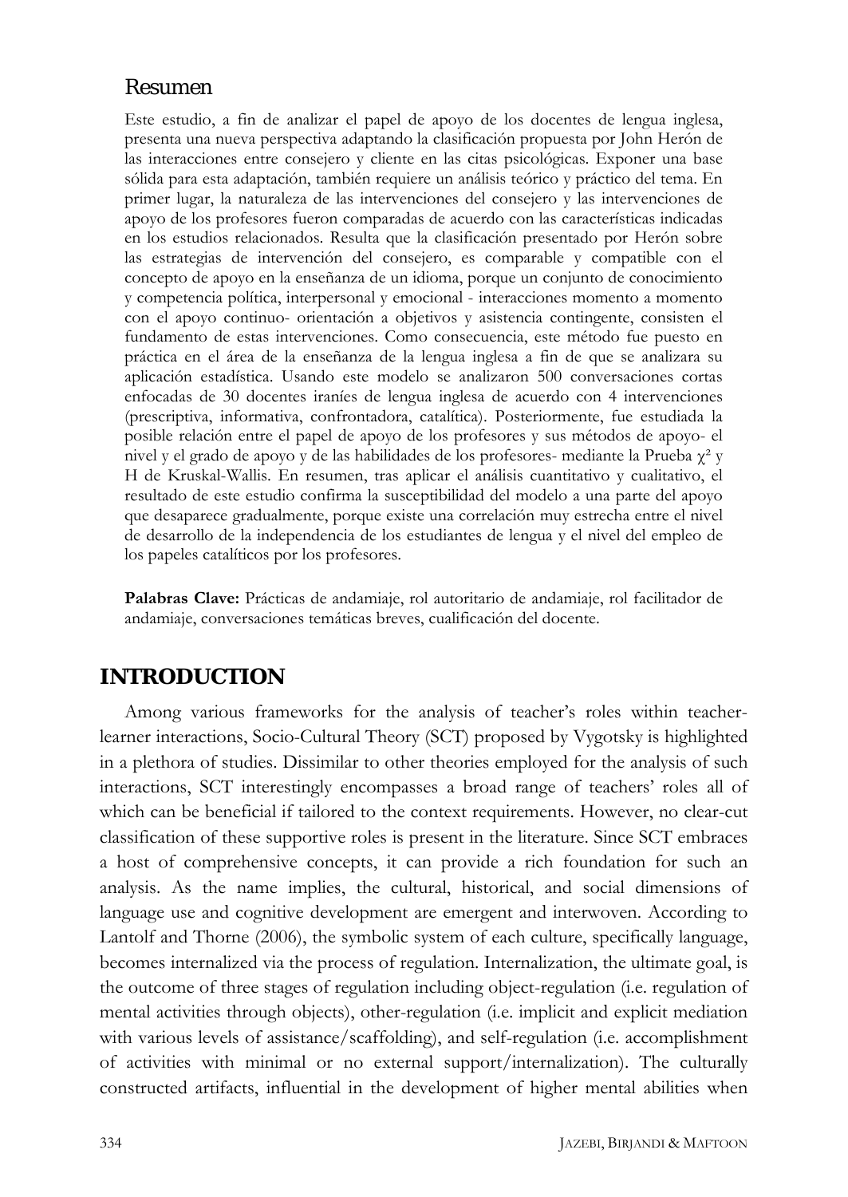## Resumen

Este estudio, a fin de analizar el papel de apoyo de los docentes de lengua inglesa, presenta una nueva perspectiva adaptando la clasificación propuesta por John Herón de las interacciones entre consejero y cliente en las citas psicológicas. Exponer una base sólida para esta adaptación, también requiere un análisis teórico y práctico del tema. En primer lugar, la naturaleza de las intervenciones del consejero y las intervenciones de apoyo de los profesores fueron comparadas de acuerdo con las características indicadas en los estudios relacionados. Resulta que la clasificación presentado por Herón sobre las estrategias de intervención del consejero, es comparable y compatible con el concepto de apoyo en la enseñanza de un idioma, porque un conjunto de conocimiento y competencia política, interpersonal y emocional - interacciones momento a momento con el apoyo continuo- orientación a objetivos y asistencia contingente, consisten el fundamento de estas intervenciones. Como consecuencia, este método fue puesto en práctica en el área de la enseñanza de la lengua inglesa a fin de que se analizara su aplicación estadística. Usando este modelo se analizaron 500 conversaciones cortas enfocadas de 30 docentes iraníes de lengua inglesa de acuerdo con 4 intervenciones (prescriptiva, informativa, confrontadora, catalítica). Posteriormente, fue estudiada la posible relación entre el papel de apoyo de los profesores y sus métodos de apoyo- el nivel y el grado de apoyo y de las habilidades de los profesores- mediante la Prueba $\chi^2$ y H de Kruskal-Wallis. En resumen, tras aplicar el análisis cuantitativo y cualitativo, el resultado de este estudio confirma la susceptibilidad del modelo a una parte del apoyo que desaparece gradualmente, porque existe una correlación muy estrecha entre el nivel de desarrollo de la independencia de los estudiantes de lengua y el nivel del empleo de los papeles catalíticos por los profesores.

**Palabras Clave:** Prácticas de andamiaje, rol autoritario de andamiaje, rol facilitador de andamiaje, conversaciones temáticas breves, cualificación del docente.

# INTRODUCTION

Among various frameworks for the analysis of teacher's roles within teacher-learner interactions, Socio-Cultural Theory (SCT) proposed by Vygotsky is highlighted in a plethora of studies. Dissimilar to other theories employed for the analysis of such interactions, SCT interestingly encompasses a broad range of teachers' roles all of which can be beneficial if tailored to the context requirements. However, no clear-cut classification of these supportive roles is present in the literature. Since SCT embraces a host of comprehensive concepts, it can provide a rich foundation for such an analysis. As the name implies, the cultural, historical, and social dimensions of language use and cognitive development are emergent and interwoven. According to Lantolf and Thorne (2006), the symbolic system of each culture, specifically language, becomes internalized via the process of regulation. Internalization, the ultimate goal, is the outcome of three stages of regulation including object-regulation (i.e. regulation of mental activities through objects), other-regulation (i.e. implicit and explicit mediation with various levels of assistance/scaffolding), and self-regulation (i.e. accomplishment of activities with minimal or no external support/internalization). The culturally constructed artifacts, influential in the development of higher mental abilities when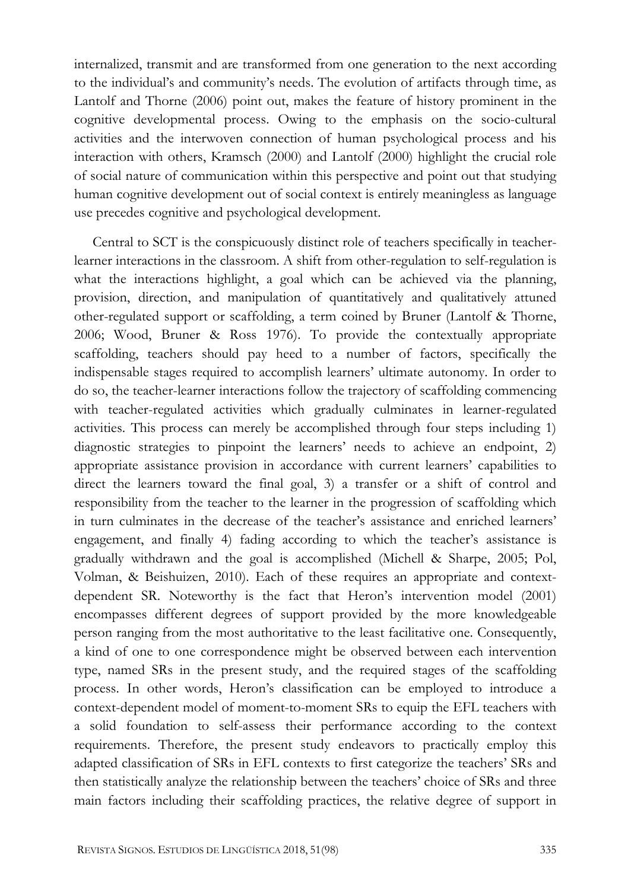internalized, transmit and are transformed from one generation to the next according to the individual's and community's needs. The evolution of artifacts through time, as Lantolf and Thorne (2006) point out, makes the feature of history prominent in the cognitive developmental process. Owing to the emphasis on the socio-cultural activities and the interwoven connection of human psychological process and his interaction with others, Kramsch (2000) and Lantolf (2000) highlight the crucial role of social nature of communication within this perspective and point out that studying human cognitive development out of social context is entirely meaningless as language use precedes cognitive and psychological development.

Central to SCT is the conspicuously distinct role of teachers specifically in teacher-learner interactions in the classroom. A shift from other-regulation to self-regulation is what the interactions highlight, a goal which can be achieved via the planning, provision, direction, and manipulation of quantitatively and qualitatively attuned other-regulated support or scaffolding, a term coined by Bruner (Lantolf & Thorne, 2006; Wood, Bruner & Ross 1976). To provide the contextually appropriate scaffolding, teachers should pay heed to a number of factors, specifically the indispensable stages required to accomplish learners' ultimate autonomy. In order to do so, the teacher-learner interactions follow the trajectory of scaffolding commencing with teacher-regulated activities which gradually culminates in learner-regulated activities. This process can merely be accomplished through four steps including 1) diagnostic strategies to pinpoint the learners' needs to achieve an endpoint, 2) appropriate assistance provision in accordance with current learners' capabilities to direct the learners toward the final goal, 3) a transfer or a shift of control and responsibility from the teacher to the learner in the progression of scaffolding which in turn culminates in the decrease of the teacher's assistance and enriched learners' engagement, and finally 4) fading according to which the teacher's assistance is gradually withdrawn and the goal is accomplished (Michell & Sharpe, 2005; Pol, Volman, & Beishuizen, 2010). Each of these requires an appropriate and context-dependent SR. Noteworthy is the fact that Heron's intervention model (2001) encompasses different degrees of support provided by the more knowledgeable person ranging from the most authoritative to the least facilitative one. Consequently, a kind of one to one correspondence might be observed between each intervention type, named SRs in the present study, and the required stages of the scaffolding process. In other words, Heron's classification can be employed to introduce a context-dependent model of moment-to-moment SRs to equip the EFL teachers with a solid foundation to self-assess their performance according to the context requirements. Therefore, the present study endeavors to practically employ this adapted classification of SRs in EFL contexts to first categorize the teachers' SRs and then statistically analyze the relationship between the teachers' choice of SRs and three main factors including their scaffolding practices, the relative degree of support in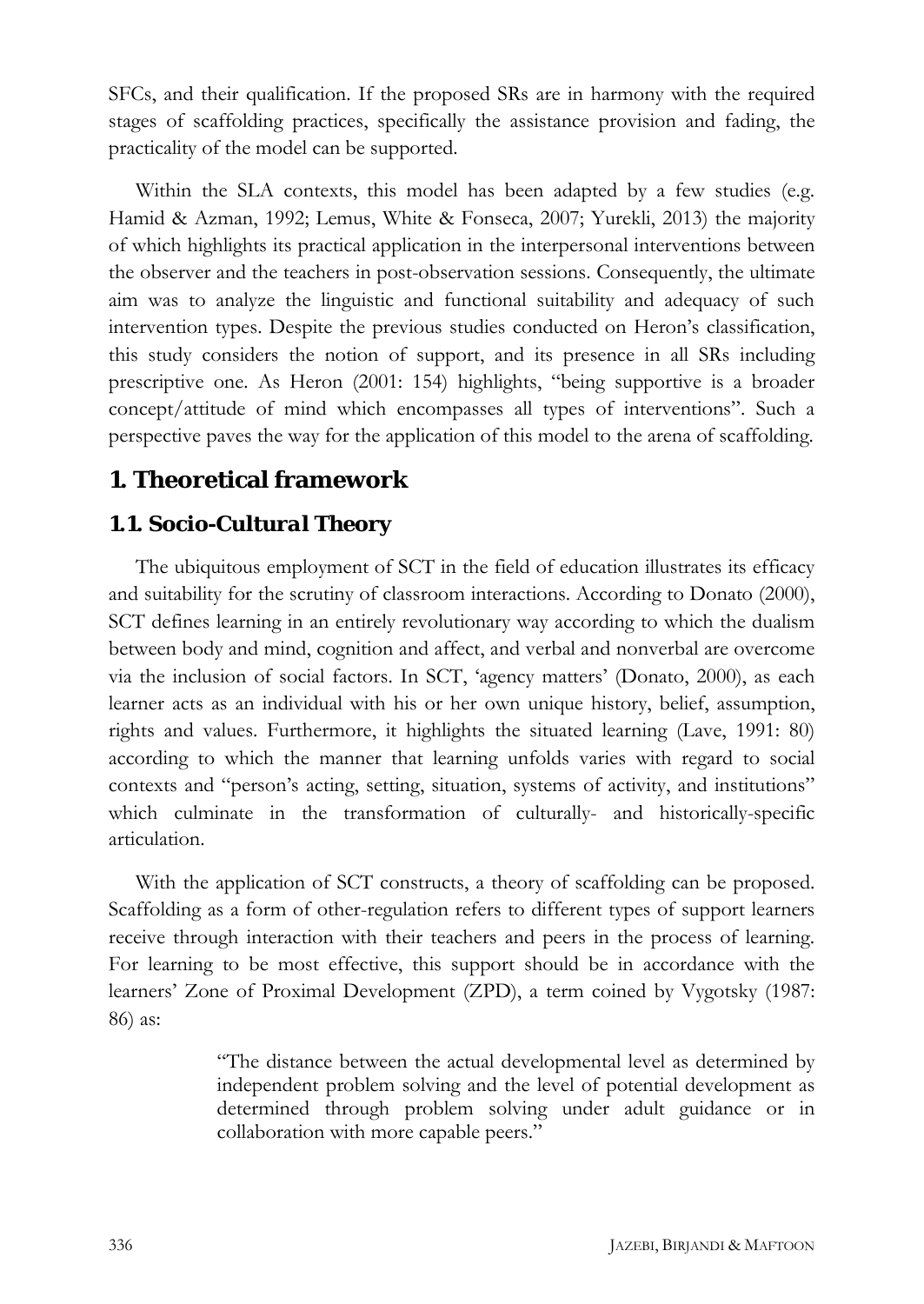SFCs, and their qualification. If the proposed SRs are in harmony with the required stages of scaffolding practices, specifically the assistance provision and fading, the practicality of the model can be supported.

Within the SLA contexts, this model has been adapted by a few studies (e.g. Hamid & Azman, 1992; Lemus, White & Fonseca, 2007; Yurekli, 2013) the majority of which highlights its practical application in the interpersonal interventions between the observer and the teachers in post-observation sessions. Consequently, the ultimate aim was to analyze the linguistic and functional suitability and adequacy of such intervention types. Despite the previous studies conducted on Heron's classification, this study considers the notion of support, and its presence in all SRs including prescriptive one. As Heron (2001: 154) highlights, "being supportive is a broader concept/attitude of mind which encompasses all types of interventions". Such a perspective paves the way for the application of this model to the arena of scaffolding.

## 1. Theoretical framework

### 1.1. Socio-Cultural Theory

The ubiquitous employment of SCT in the field of education illustrates its efficacy and suitability for the scrutiny of classroom interactions. According to Donato (2000), SCT defines learning in an entirely revolutionary way according to which the dualism between body and mind, cognition and affect, and verbal and nonverbal are overcome via the inclusion of social factors. In SCT, 'agency matters' (Donato, 2000), as each learner acts as an individual with his or her own unique history, belief, assumption, rights and values. Furthermore, it highlights the situated learning (Lave, 1991: 80) according to which the manner that learning unfolds varies with regard to social contexts and "person's acting, setting, situation, systems of activity, and institutions" which culminate in the transformation of culturally- and historically-specific articulation.

With the application of SCT constructs, a theory of scaffolding can be proposed. Scaffolding as a form of other-regulation refers to different types of support learners receive through interaction with their teachers and peers in the process of learning. For learning to be most effective, this support should be in accordance with the learners' Zone of Proximal Development (ZPD), a term coined by Vygotsky (1987: 86) as:

> "The distance between the actual developmental level as determined by independent problem solving and the level of potential development as determined through problem solving under adult guidance or in collaboration with more capable peers."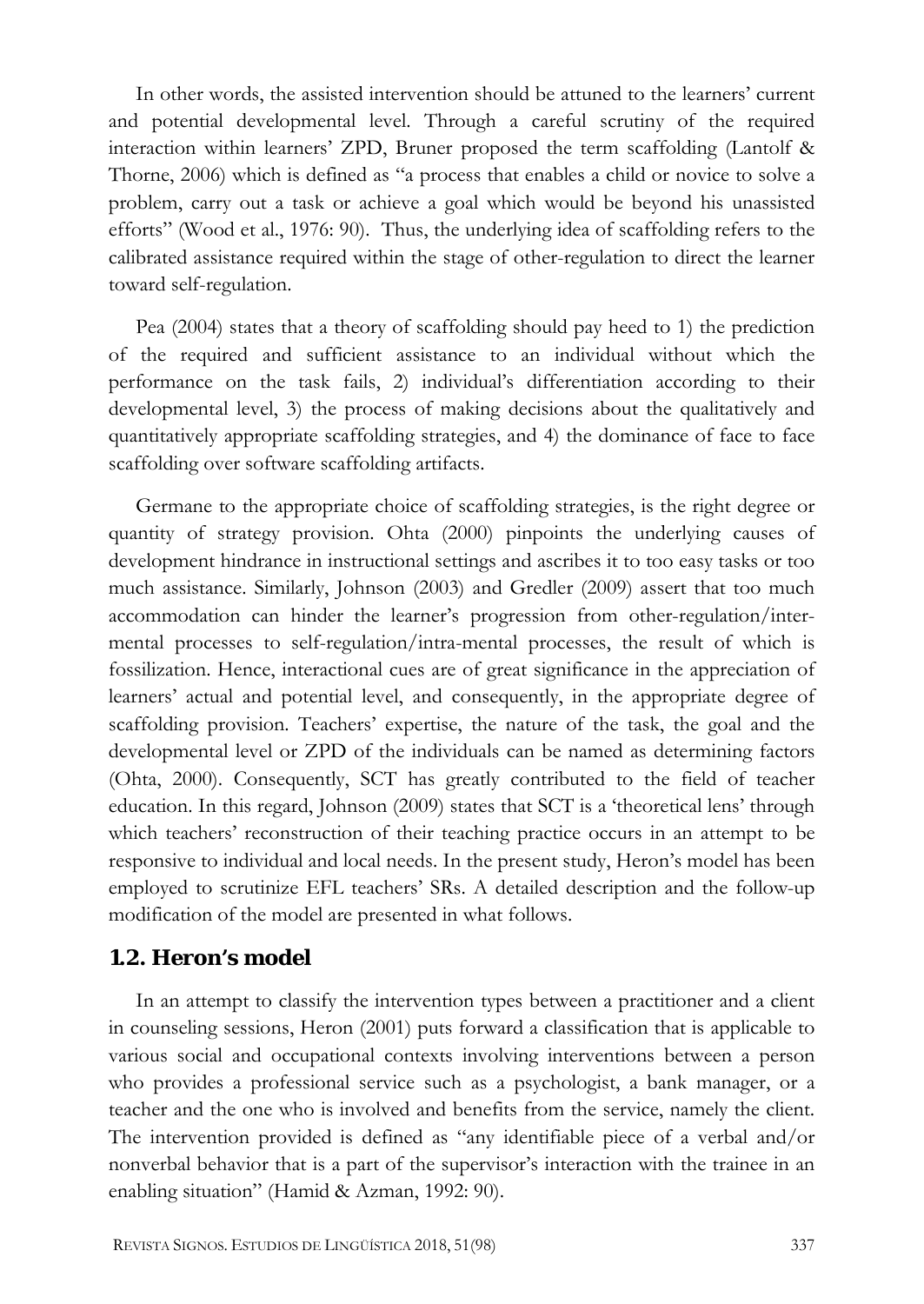In other words, the assisted intervention should be attuned to the learners' current and potential developmental level. Through a careful scrutiny of the required interaction within learners' ZPD, Bruner proposed the term scaffolding (Lantolf & Thorne, 2006) which is defined as "a process that enables a child or novice to solve a problem, carry out a task or achieve a goal which would be beyond his unassisted efforts" (Wood et al., 1976: 90). Thus, the underlying idea of scaffolding refers to the calibrated assistance required within the stage of other-regulation to direct the learner toward self-regulation.

Pea (2004) states that a theory of scaffolding should pay heed to 1) the prediction of the required and sufficient assistance to an individual without which the performance on the task fails, 2) individual's differentiation according to their developmental level, 3) the process of making decisions about the qualitatively and quantitatively appropriate scaffolding strategies, and 4) the dominance of face to face scaffolding over software scaffolding artifacts.

Germane to the appropriate choice of scaffolding strategies, is the right degree or quantity of strategy provision. Ohta (2000) pinpoints the underlying causes of development hindrance in instructional settings and ascribes it to too easy tasks or too much assistance. Similarly, Johnson (2003) and Gredler (2009) assert that too much accommodation can hinder the learner's progression from other-regulation/inter-mental processes to self-regulation/intra-mental processes, the result of which is fossilization. Hence, interactional cues are of great significance in the appreciation of learners' actual and potential level, and consequently, in the appropriate degree of scaffolding provision. Teachers' expertise, the nature of the task, the goal and the developmental level or ZPD of the individuals can be named as determining factors (Ohta, 2000). Consequently, SCT has greatly contributed to the field of teacher education. In this regard, Johnson (2009) states that SCT is a 'theoretical lens' through which teachers' reconstruction of their teaching practice occurs in an attempt to be responsive to individual and local needs. In the present study, Heron's model has been employed to scrutinize EFL teachers' SRs. A detailed description and the follow-up modification of the model are presented in what follows.

## 1.2. Heron's model

In an attempt to classify the intervention types between a practitioner and a client in counseling sessions, Heron (2001) puts forward a classification that is applicable to various social and occupational contexts involving interventions between a person who provides a professional service such as a psychologist, a bank manager, or a teacher and the one who is involved and benefits from the service, namely the client. The intervention provided is defined as "any identifiable piece of a verbal and/or nonverbal behavior that is a part of the supervisor's interaction with the trainee in an enabling situation" (Hamid & Azman, 1992: 90).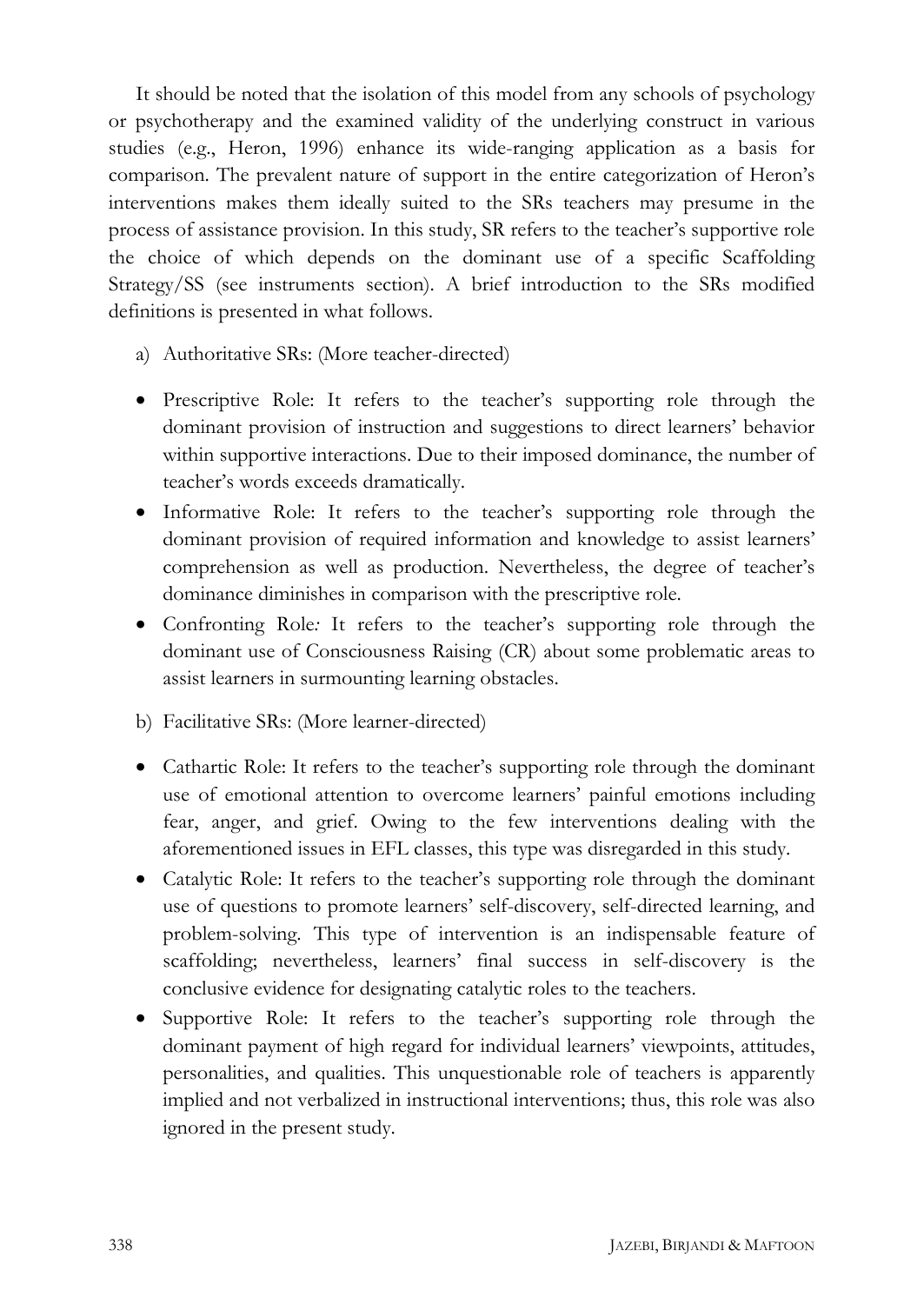It should be noted that the isolation of this model from any schools of psychology or psychotherapy and the examined validity of the underlying construct in various studies (e.g., Heron, 1996) enhance its wide-ranging application as a basis for comparison. The prevalent nature of support in the entire categorization of Heron's interventions makes them ideally suited to the SRs teachers may presume in the process of assistance provision. In this study, SR refers to the teacher's supportive role the choice of which depends on the dominant use of a specific Scaffolding Strategy/SS (see instruments section). A brief introduction to the SRs modified definitions is presented in what follows.

a) Authoritative SRs: (More teacher-directed)

- Prescriptive Role: It refers to the teacher's supporting role through the dominant provision of instruction and suggestions to direct learners' behavior within supportive interactions. Due to their imposed dominance, the number of teacher's words exceeds dramatically.
- Informative Role: It refers to the teacher's supporting role through the dominant provision of required information and knowledge to assist learners' comprehension as well as production. Nevertheless, the degree of teacher's dominance diminishes in comparison with the prescriptive role.
- Confronting Role*:* It refers to the teacher's supporting role through the dominant use of Consciousness Raising (CR) about some problematic areas to assist learners in surmounting learning obstacles.

b) Facilitative SRs: (More learner-directed)

- Cathartic Role: It refers to the teacher's supporting role through the dominant use of emotional attention to overcome learners' painful emotions including fear, anger, and grief. Owing to the few interventions dealing with the aforementioned issues in EFL classes, this type was disregarded in this study.
- Catalytic Role: It refers to the teacher's supporting role through the dominant use of questions to promote learners' self-discovery, self-directed learning, and problem-solving. This type of intervention is an indispensable feature of scaffolding; nevertheless, learners' final success in self-discovery is the conclusive evidence for designating catalytic roles to the teachers.
- Supportive Role: It refers to the teacher's supporting role through the dominant payment of high regard for individual learners' viewpoints, attitudes, personalities, and qualities. This unquestionable role of teachers is apparently implied and not verbalized in instructional interventions; thus, this role was also ignored in the present study.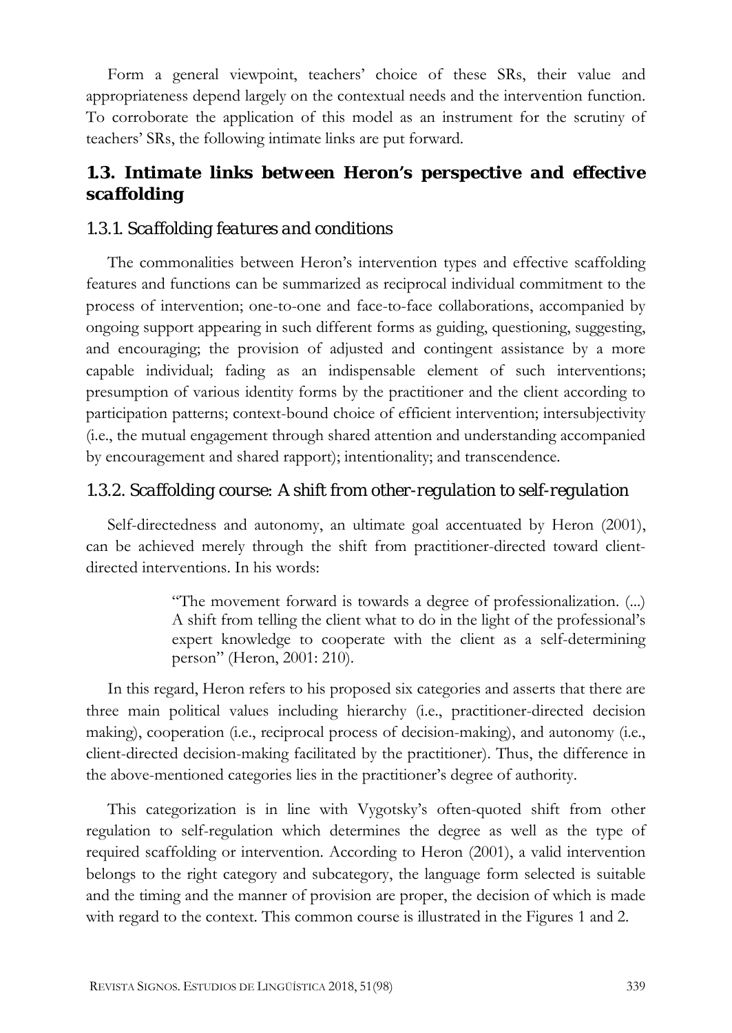Form a general viewpoint, teachers' choice of these SRs, their value and appropriateness depend largely on the contextual needs and the intervention function. To corroborate the application of this model as an instrument for the scrutiny of teachers' SRs, the following intimate links are put forward.

## 1.3. Intimate links between Heron's perspective and effective scaffolding

### *1.3.1. Scaffolding features and conditions*

The commonalities between Heron's intervention types and effective scaffolding features and functions can be summarized as reciprocal individual commitment to the process of intervention; one-to-one and face-to-face collaborations, accompanied by ongoing support appearing in such different forms as guiding, questioning, suggesting, and encouraging; the provision of adjusted and contingent assistance by a more capable individual; fading as an indispensable element of such interventions; presumption of various identity forms by the practitioner and the client according to participation patterns; context-bound choice of efficient intervention; intersubjectivity (i.e., the mutual engagement through shared attention and understanding accompanied by encouragement and shared rapport); intentionality; and transcendence.

### *1.3.2. Scaffolding course: A shift from other-regulation to self-regulation*

Self-directedness and autonomy, an ultimate goal accentuated by Heron (2001), can be achieved merely through the shift from practitioner-directed toward client-directed interventions. In his words:

> "The movement forward is towards a degree of professionalization. (...) A shift from telling the client what to do in the light of the professional's expert knowledge to cooperate with the client as a self-determining person" (Heron, 2001: 210).

In this regard, Heron refers to his proposed six categories and asserts that there are three main political values including hierarchy (i.e., practitioner-directed decision making), cooperation (i.e., reciprocal process of decision-making), and autonomy (i.e., client-directed decision-making facilitated by the practitioner). Thus, the difference in the above-mentioned categories lies in the practitioner's degree of authority.

This categorization is in line with Vygotsky's often-quoted shift from other regulation to self-regulation which determines the degree as well as the type of required scaffolding or intervention. According to Heron (2001), a valid intervention belongs to the right category and subcategory, the language form selected is suitable and the timing and the manner of provision are proper, the decision of which is made with regard to the context. This common course is illustrated in the Figures 1 and 2.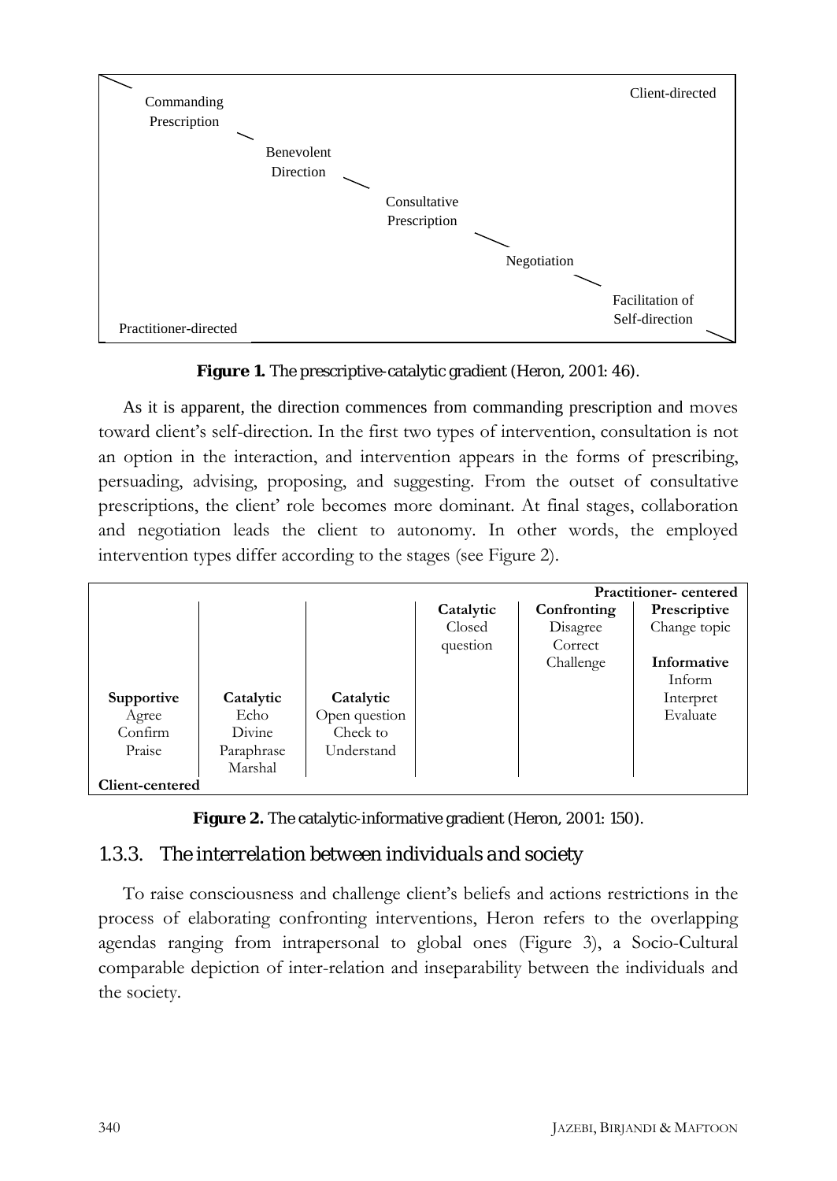| | | |
|---|---|---|
| Commanding Prescription | | Client-directed |
| Benevolent Direction | | |
| Consultative Prescription | | |
| Negotiation | | |
| Facilitation of Self-direction | | |
| Practitioner-directed | | |

**Figure 1.** The prescriptive-catalytic gradient (Heron, 2001: 46).

As it is apparent, the direction commences from commanding prescription and moves toward client's self-direction. In the first two types of intervention, consultation is not an option in the interaction, and intervention appears in the forms of prescribing, persuading, advising, proposing, and suggesting. From the outset of consultative prescriptions, the client' role becomes more dominant. At final stages, collaboration and negotiation leads the client to autonomy. In other words, the employed intervention types differ according to the stages (see Figure 2).

| | | | | | **Practitioner- centered** |
|---|---|---|---|---|---|
| | | | **Catalytic**<br>Closed question | **Confronting**<br>Disagree<br>Correct<br>Challenge | **Prescriptive**<br>Change topic<br><br>**Informative**<br>Inform<br>Interpret<br>Evaluate |
| **Supportive**<br>Agree<br>Confirm<br>Praise | **Catalytic**<br>Echo<br>Divine<br>Paraphrase<br>Marshal | **Catalytic**<br>Open question<br>Check to<br>Understand | | | |
| **Client-centered** | | | | | |

**Figure 2.** The catalytic-informative gradient (Heron, 2001: 150).

### 1.3.3. *The interrelation between individuals and society*

To raise consciousness and challenge client's beliefs and actions restrictions in the process of elaborating confronting interventions, Heron refers to the overlapping agendas ranging from intrapersonal to global ones (Figure 3), a Socio-Cultural comparable depiction of inter-relation and inseparability between the individuals and the society.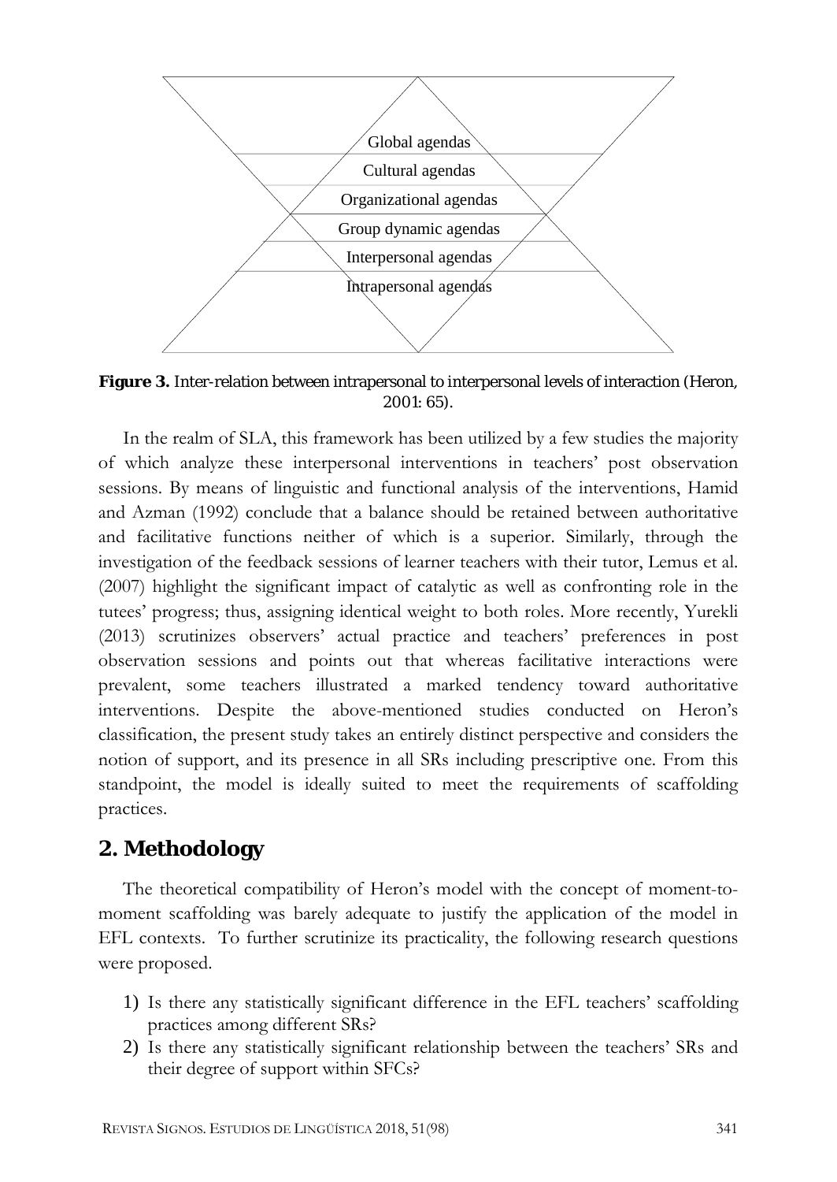Global agendas

Cultural agendas

Organizational agendas

Group dynamic agendas

Interpersonal agendas

Intrapersonal agendas

**Figure 3.** Inter-relation between intrapersonal to interpersonal levels of interaction (Heron, 2001: 65).

In the realm of SLA, this framework has been utilized by a few studies the majority of which analyze these interpersonal interventions in teachers' post observation sessions. By means of linguistic and functional analysis of the interventions, Hamid and Azman (1992) conclude that a balance should be retained between authoritative and facilitative functions neither of which is a superior. Similarly, through the investigation of the feedback sessions of learner teachers with their tutor, Lemus et al. (2007) highlight the significant impact of catalytic as well as confronting role in the tutees' progress; thus, assigning identical weight to both roles. More recently, Yurekli (2013) scrutinizes observers' actual practice and teachers' preferences in post observation sessions and points out that whereas facilitative interactions were prevalent, some teachers illustrated a marked tendency toward authoritative interventions. Despite the above-mentioned studies conducted on Heron's classification, the present study takes an entirely distinct perspective and considers the notion of support, and its presence in all SRs including prescriptive one. From this standpoint, the model is ideally suited to meet the requirements of scaffolding practices.

## 2. Methodology

The theoretical compatibility of Heron's model with the concept of moment-to-moment scaffolding was barely adequate to justify the application of the model in EFL contexts. To further scrutinize its practicality, the following research questions were proposed.

1) Is there any statistically significant difference in the EFL teachers' scaffolding practices among different SRs?
2) Is there any statistically significant relationship between the teachers' SRs and their degree of support within SFCs?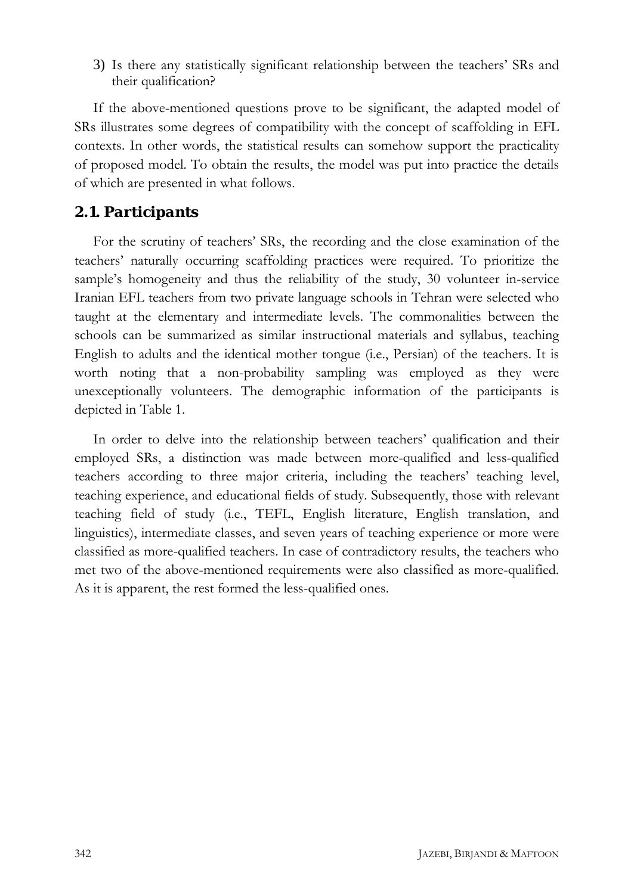3) Is there any statistically significant relationship between the teachers' SRs and their qualification?

If the above-mentioned questions prove to be significant, the adapted model of SRs illustrates some degrees of compatibility with the concept of scaffolding in EFL contexts. In other words, the statistical results can somehow support the practicality of proposed model. To obtain the results, the model was put into practice the details of which are presented in what follows.

## 2.1. Participants

For the scrutiny of teachers' SRs, the recording and the close examination of the teachers' naturally occurring scaffolding practices were required. To prioritize the sample's homogeneity and thus the reliability of the study, 30 volunteer in-service Iranian EFL teachers from two private language schools in Tehran were selected who taught at the elementary and intermediate levels. The commonalities between the schools can be summarized as similar instructional materials and syllabus, teaching English to adults and the identical mother tongue (i.e., Persian) of the teachers. It is worth noting that a non-probability sampling was employed as they were unexceptionally volunteers. The demographic information of the participants is depicted in Table 1.

In order to delve into the relationship between teachers' qualification and their employed SRs, a distinction was made between more-qualified and less-qualified teachers according to three major criteria, including the teachers' teaching level, teaching experience, and educational fields of study. Subsequently, those with relevant teaching field of study (i.e., TEFL, English literature, English translation, and linguistics), intermediate classes, and seven years of teaching experience or more were classified as more-qualified teachers. In case of contradictory results, the teachers who met two of the above-mentioned requirements were also classified as more-qualified. As it is apparent, the rest formed the less-qualified ones.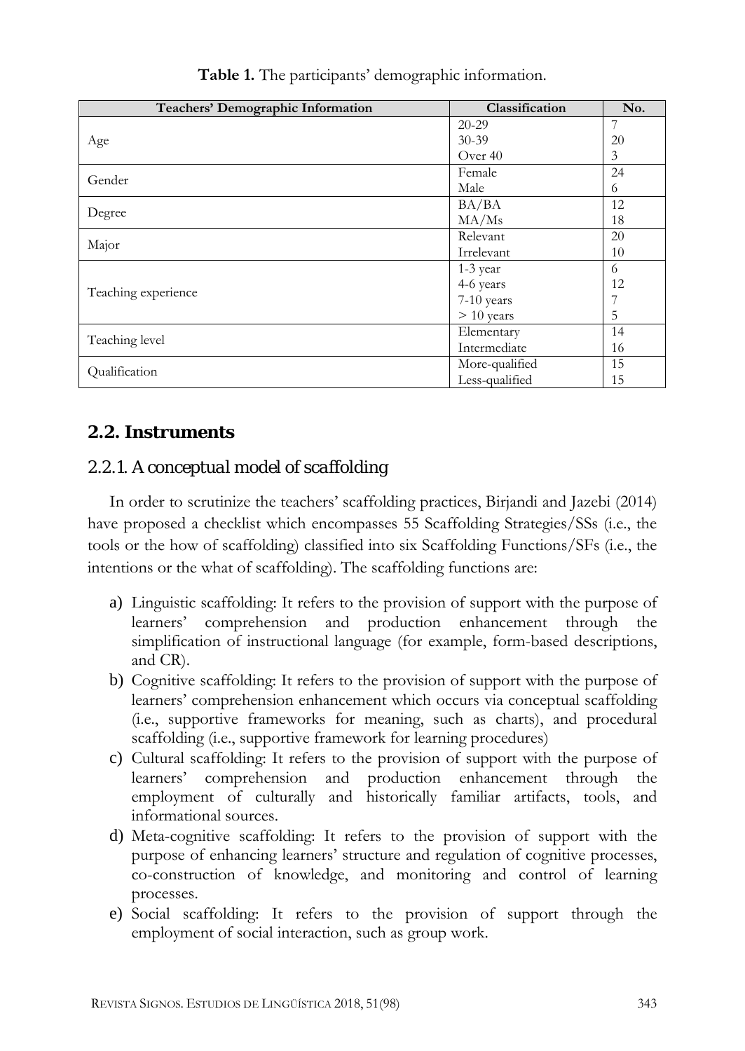**Table 1.** The participants' demographic information.

| Teachers' Demographic Information | Classification | No. |
|---|---|---|
| Age | 20-29<br>30-39<br>Over 40 | 7<br>20<br>3 |
| Gender | Female<br>Male | 24<br>6 |
| Degree | BA/BA<br>MA/Ms | 12<br>18 |
| Major | Relevant<br>Irrelevant | 20<br>10 |
| Teaching experience | 1-3 year<br>4-6 years<br>7-10 years<br>> 10 years | 6<br>12<br>7<br>5 |
| Teaching level | Elementary<br>Intermediate | 14<br>16 |
| Qualification | More-qualified<br>Less-qualified | 15<br>15 |

## 2.2. Instruments

### *2.2.1. A conceptual model of scaffolding*

In order to scrutinize the teachers' scaffolding practices, Birjandi and Jazebi (2014) have proposed a checklist which encompasses 55 Scaffolding Strategies/SSs (i.e., the tools or the how of scaffolding) classified into six Scaffolding Functions/SFs (i.e., the intentions or the what of scaffolding). The scaffolding functions are:

a) Linguistic scaffolding: It refers to the provision of support with the purpose of learners' comprehension and production enhancement through the simplification of instructional language (for example, form-based descriptions, and CR).
b) Cognitive scaffolding: It refers to the provision of support with the purpose of learners' comprehension enhancement which occurs via conceptual scaffolding (i.e., supportive frameworks for meaning, such as charts), and procedural scaffolding (i.e., supportive framework for learning procedures)
c) Cultural scaffolding: It refers to the provision of support with the purpose of learners' comprehension and production enhancement through the employment of culturally and historically familiar artifacts, tools, and informational sources.
d) Meta-cognitive scaffolding: It refers to the provision of support with the purpose of enhancing learners' structure and regulation of cognitive processes, co-construction of knowledge, and monitoring and control of learning processes.
e) Social scaffolding: It refers to the provision of support through the employment of social interaction, such as group work.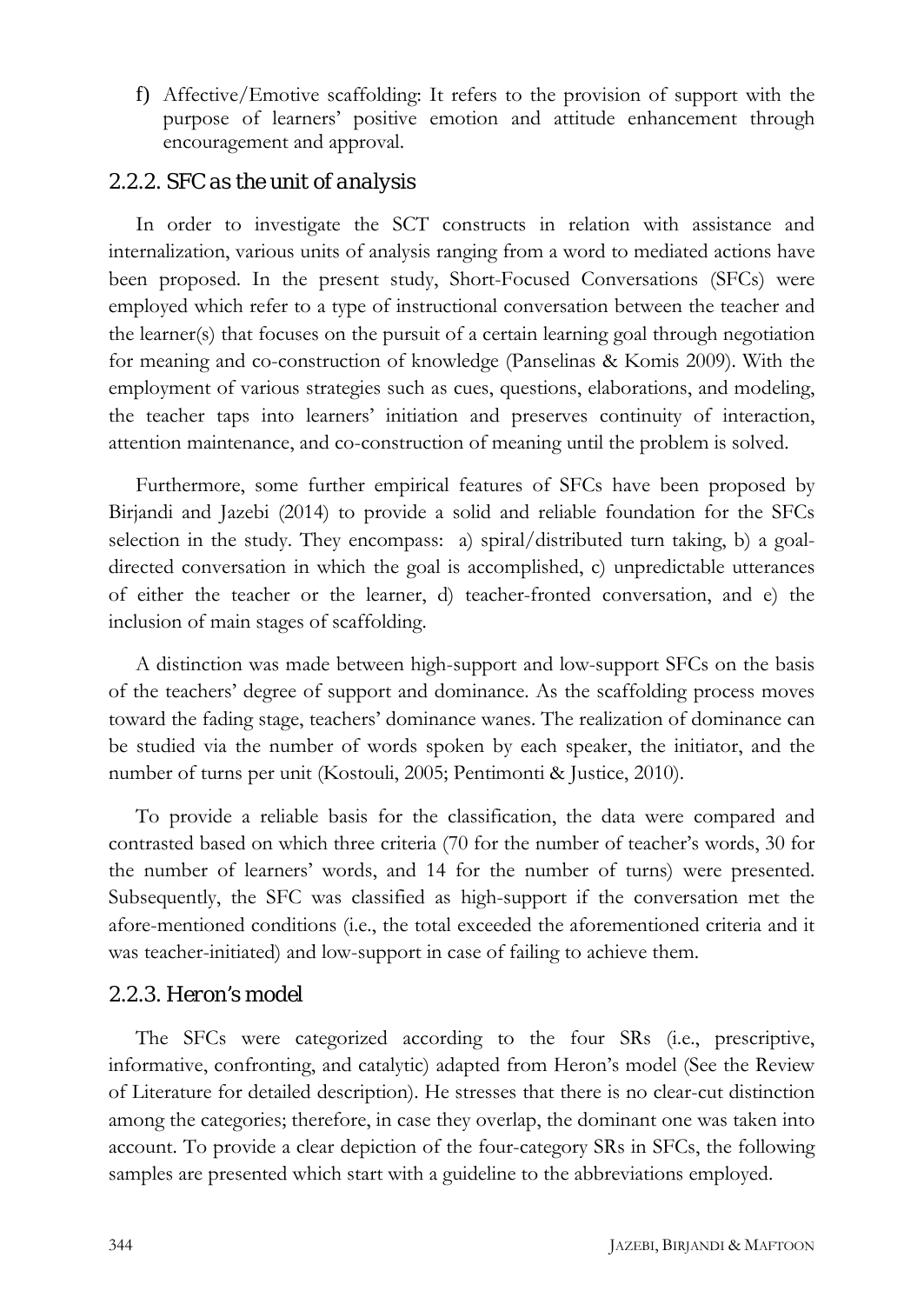f) Affective/Emotive scaffolding: It refers to the provision of support with the purpose of learners' positive emotion and attitude enhancement through encouragement and approval.

### 2.2.2. SFC as the unit of analysis

In order to investigate the SCT constructs in relation with assistance and internalization, various units of analysis ranging from a word to mediated actions have been proposed. In the present study, Short-Focused Conversations (SFCs) were employed which refer to a type of instructional conversation between the teacher and the learner(s) that focuses on the pursuit of a certain learning goal through negotiation for meaning and co-construction of knowledge (Panselinas & Komis 2009). With the employment of various strategies such as cues, questions, elaborations, and modeling, the teacher taps into learners' initiation and preserves continuity of interaction, attention maintenance, and co-construction of meaning until the problem is solved.

Furthermore, some further empirical features of SFCs have been proposed by Birjandi and Jazebi (2014) to provide a solid and reliable foundation for the SFCs selection in the study. They encompass: a) spiral/distributed turn taking, b) a goal-directed conversation in which the goal is accomplished, c) unpredictable utterances of either the teacher or the learner, d) teacher-fronted conversation, and e) the inclusion of main stages of scaffolding.

A distinction was made between high-support and low-support SFCs on the basis of the teachers' degree of support and dominance. As the scaffolding process moves toward the fading stage, teachers' dominance wanes. The realization of dominance can be studied via the number of words spoken by each speaker, the initiator, and the number of turns per unit (Kostouli, 2005; Pentimonti & Justice, 2010).

To provide a reliable basis for the classification, the data were compared and contrasted based on which three criteria (70 for the number of teacher's words, 30 for the number of learners' words, and 14 for the number of turns) were presented. Subsequently, the SFC was classified as high-support if the conversation met the afore-mentioned conditions (i.e., the total exceeded the aforementioned criteria and it was teacher-initiated) and low-support in case of failing to achieve them.

### 2.2.3. Heron's model

The SFCs were categorized according to the four SRs (i.e., prescriptive, informative, confronting, and catalytic) adapted from Heron's model (See the Review of Literature for detailed description). He stresses that there is no clear-cut distinction among the categories; therefore, in case they overlap, the dominant one was taken into account. To provide a clear depiction of the four-category SRs in SFCs, the following samples are presented which start with a guideline to the abbreviations employed.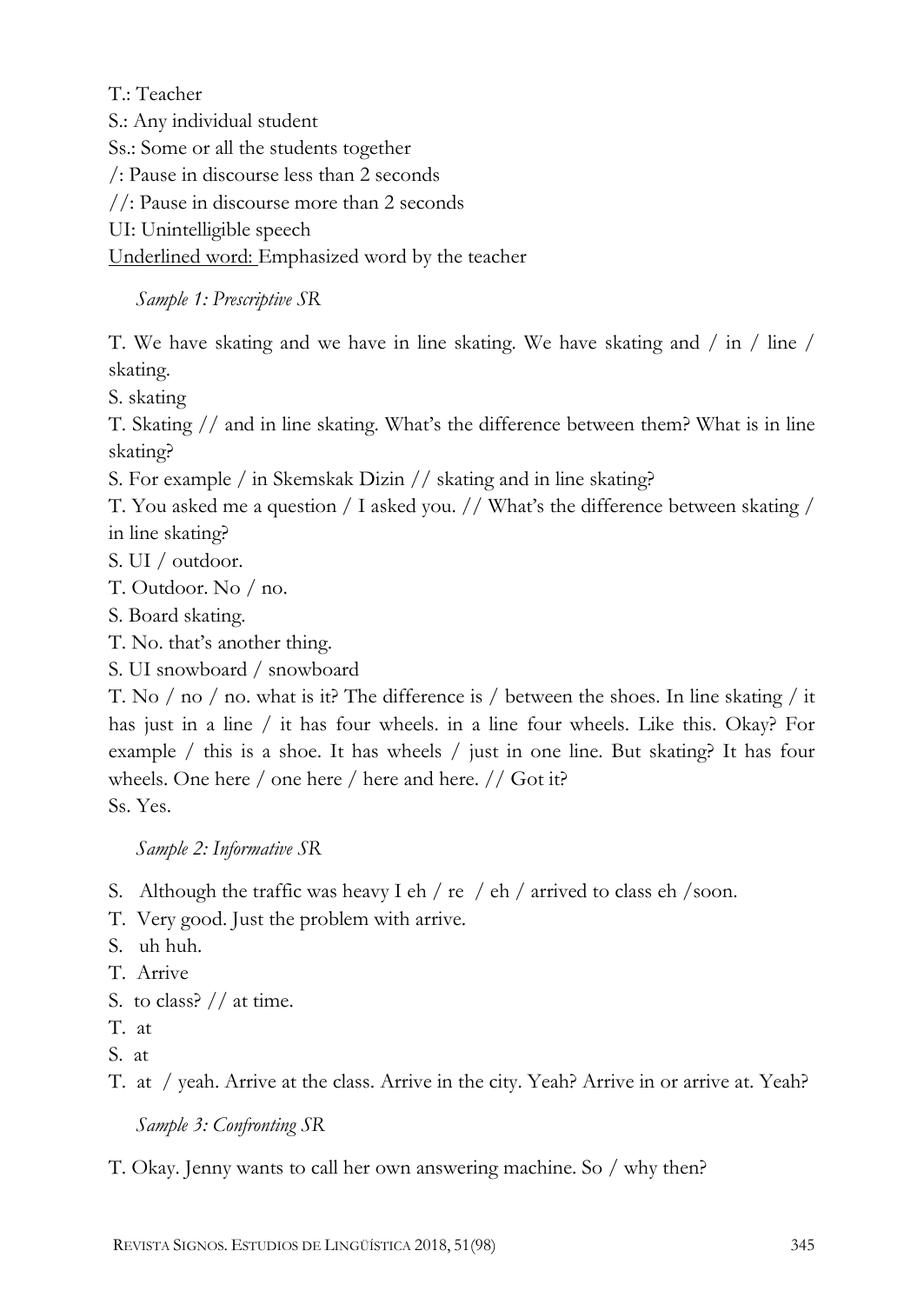T.: Teacher

S.: Any individual student

Ss.: Some or all the students together

/: Pause in discourse less than 2 seconds

//: Pause in discourse more than 2 seconds

UI: Unintelligible speech

<u>Underlined word:</u> Emphasized word by the teacher

*Sample 1: Prescriptive SR*

T. We have skating and we have in line skating. We have skating and / in / line / skating.

S. skating

T. Skating // and in line skating. What's the difference between them? What is in line skating?

S. For example / in Skemskak Dizin // skating and in line skating?

T. You asked me a question / I asked you. // What's the difference between skating / in line skating?

S. UI / outdoor.

T. Outdoor. No / no.

S. Board skating.

T. No. that's another thing.

S. UI snowboard / snowboard

T. No / no / no. what is it? The difference is / between the shoes. In line skating / it has just in a line / it has four wheels. in a line four wheels. Like this. Okay? For example / this is a shoe. It has wheels / just in one line. But skating? It has four wheels. One here / one here / here and here. // Got it?

Ss. Yes.

*Sample 2: Informative SR*

S. Although the traffic was heavy I eh / re / eh / arrived to class eh /soon.

T. Very good. Just the problem with arrive.

S. uh huh.

T. Arrive

S. to class? // at time.

T. at

S. at

T. at / yeah. Arrive at the class. Arrive in the city. Yeah? Arrive in or arrive at. Yeah?

*Sample 3: Confronting SR*

T. Okay. Jenny wants to call her own answering machine. So / why then?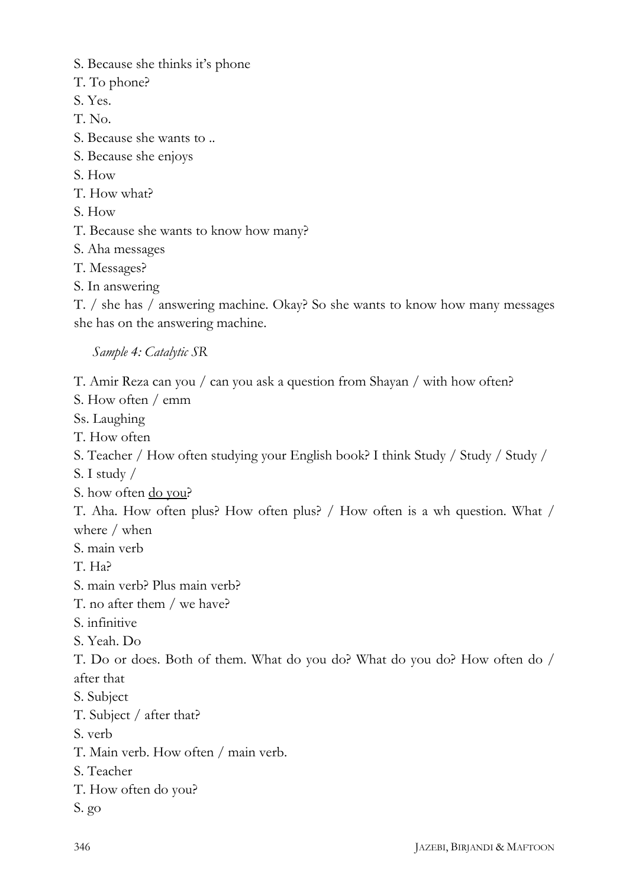S. Because she thinks it's phone

T. To phone?

S. Yes.

T. No.

S. Because she wants to ..

S. Because she enjoys

S. How

T. How what?

S. How

T. Because she wants to know how many?

S. Aha messages

T. Messages?

S. In answering

T. / she has / answering machine. Okay? So she wants to know how many messages she has on the answering machine.

*Sample 4: Catalytic SR*

T. Amir Reza can you / can you ask a question from Shayan / with how often?

S. How often / emm

Ss. Laughing

T. How often

S. Teacher / How often studying your English book? I think Study / Study / Study /

S. I study /

S. how often <u>do you</u>?

T. Aha. How often plus? How often plus? / How often is a wh question. What / where / when

S. main verb

T. Ha?

S. main verb? Plus main verb?

T. no after them / we have?

S. infinitive

S. Yeah. Do

T. Do or does. Both of them. What do you do? What do you do? How often do / after that

S. Subject

T. Subject / after that?

S. verb

T. Main verb. How often / main verb.

S. Teacher

T. How often do you?

S. go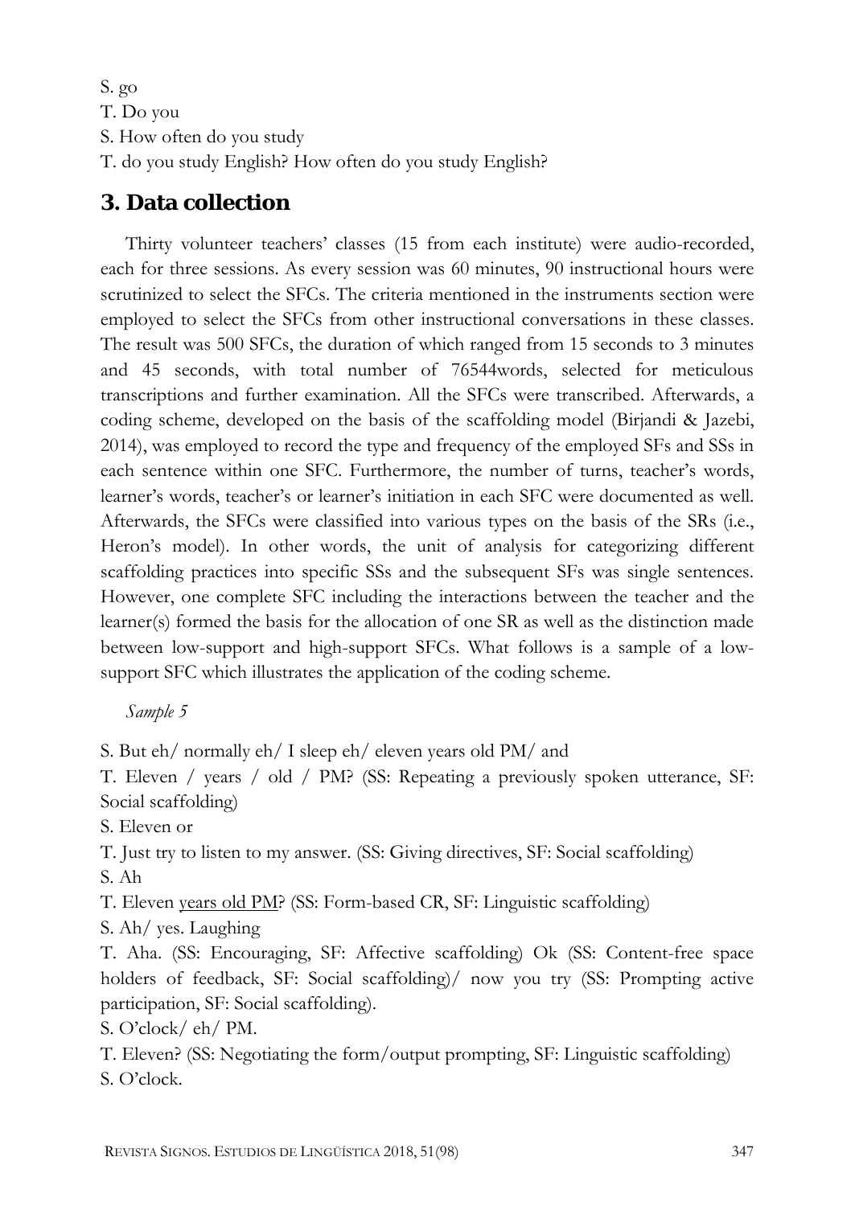S. go

T. Do you

S. How often do you study

T. do you study English? How often do you study English?

## 3. Data collection

Thirty volunteer teachers' classes (15 from each institute) were audio-recorded, each for three sessions. As every session was 60 minutes, 90 instructional hours were scrutinized to select the SFCs. The criteria mentioned in the instruments section were employed to select the SFCs from other instructional conversations in these classes. The result was 500 SFCs, the duration of which ranged from 15 seconds to 3 minutes and 45 seconds, with total number of 76544words, selected for meticulous transcriptions and further examination. All the SFCs were transcribed. Afterwards, a coding scheme, developed on the basis of the scaffolding model (Birjandi & Jazebi, 2014), was employed to record the type and frequency of the employed SFs and SSs in each sentence within one SFC. Furthermore, the number of turns, teacher's words, learner's words, teacher's or learner's initiation in each SFC were documented as well. Afterwards, the SFCs were classified into various types on the basis of the SRs (i.e., Heron's model). In other words, the unit of analysis for categorizing different scaffolding practices into specific SSs and the subsequent SFs was single sentences. However, one complete SFC including the interactions between the teacher and the learner(s) formed the basis for the allocation of one SR as well as the distinction made between low-support and high-support SFCs. What follows is a sample of a low-support SFC which illustrates the application of the coding scheme.

*Sample 5*

S. But eh/ normally eh/ I sleep eh/ eleven years old PM/ and

T. Eleven / years / old / PM? (SS: Repeating a previously spoken utterance, SF: Social scaffolding)

S. Eleven or

T. Just try to listen to my answer. (SS: Giving directives, SF: Social scaffolding)

S. Ah

T. Eleven <u>years old PM</u>? (SS: Form-based CR, SF: Linguistic scaffolding)

S. Ah/ yes. Laughing

T. Aha. (SS: Encouraging, SF: Affective scaffolding) Ok (SS: Content-free space holders of feedback, SF: Social scaffolding)/ now you try (SS: Prompting active participation, SF: Social scaffolding).

S. O'clock/ eh/ PM.

T. Eleven? (SS: Negotiating the form/output prompting, SF: Linguistic scaffolding)

S. O'clock.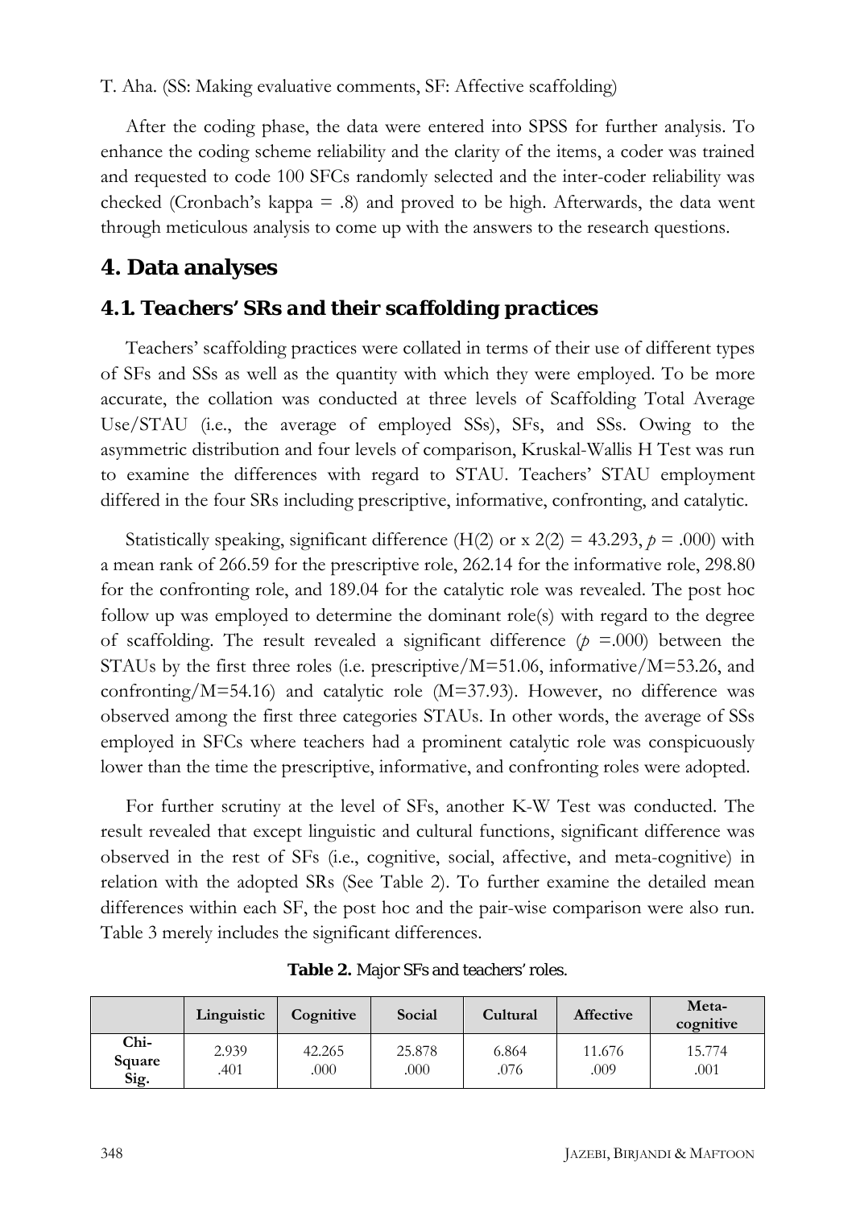T. Aha. (SS: Making evaluative comments, SF: Affective scaffolding)

After the coding phase, the data were entered into SPSS for further analysis. To enhance the coding scheme reliability and the clarity of the items, a coder was trained and requested to code 100 SFCs randomly selected and the inter-coder reliability was checked (Cronbach's kappa = .8) and proved to be high. Afterwards, the data went through meticulous analysis to come up with the answers to the research questions.

## 4. Data analyses

### *4.1. Teachers' SRs and their scaffolding practices*

Teachers' scaffolding practices were collated in terms of their use of different types of SFs and SSs as well as the quantity with which they were employed. To be more accurate, the collation was conducted at three levels of Scaffolding Total Average Use/STAU (i.e., the average of employed SSs), SFs, and SSs. Owing to the asymmetric distribution and four levels of comparison, Kruskal-Wallis H Test was run to examine the differences with regard to STAU. Teachers' STAU employment differed in the four SRs including prescriptive, informative, confronting, and catalytic.

Statistically speaking, significant difference (H(2) or x 2(2) = 43.293, $p$ = .000) with a mean rank of 266.59 for the prescriptive role, 262.14 for the informative role, 298.80 for the confronting role, and 189.04 for the catalytic role was revealed. The post hoc follow up was employed to determine the dominant role(s) with regard to the degree of scaffolding. The result revealed a significant difference ($p$ =.000) between the STAUs by the first three roles (i.e. prescriptive/M=51.06, informative/M=53.26, and confronting/M=54.16) and catalytic role (M=37.93). However, no difference was observed among the first three categories STAUs. In other words, the average of SSs employed in SFCs where teachers had a prominent catalytic role was conspicuously lower than the time the prescriptive, informative, and confronting roles were adopted.

For further scrutiny at the level of SFs, another K-W Test was conducted. The result revealed that except linguistic and cultural functions, significant difference was observed in the rest of SFs (i.e., cognitive, social, affective, and meta-cognitive) in relation with the adopted SRs (See Table 2). To further examine the detailed mean differences within each SF, the post hoc and the pair-wise comparison were also run. Table 3 merely includes the significant differences.

**Table 2.** Major SFs and teachers' roles.

| | Linguistic | Cognitive | Social | Cultural | Affective | Meta-cognitive |
|---|---|---|---|---|---|---|
| Chi-Square | 2.939 | 42.265 | 25.878 | 6.864 | 11.676 | 15.774 |
| Sig. | .401 | .000 | .000 | .076 | .009 | .001 |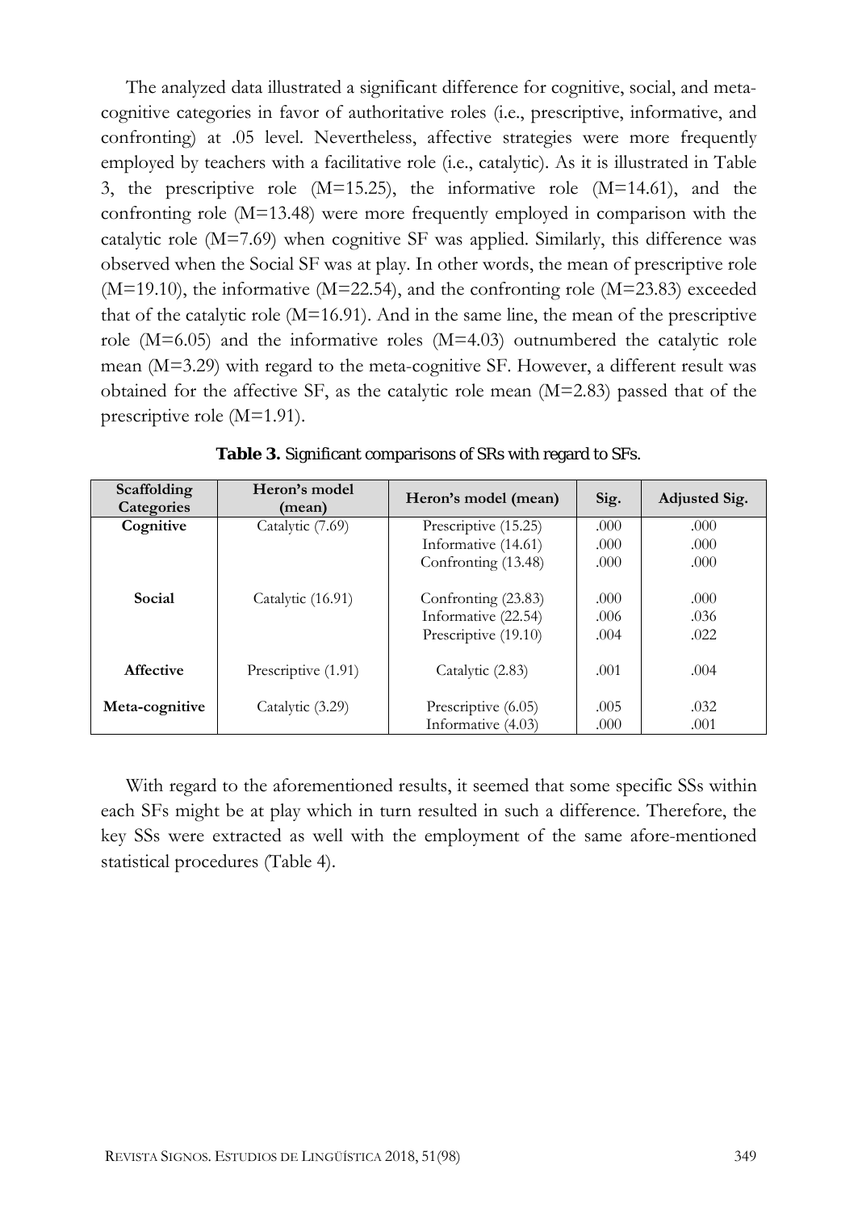The analyzed data illustrated a significant difference for cognitive, social, and meta-cognitive categories in favor of authoritative roles (i.e., prescriptive, informative, and confronting) at .05 level. Nevertheless, affective strategies were more frequently employed by teachers with a facilitative role (i.e., catalytic). As it is illustrated in Table 3, the prescriptive role (M=15.25), the informative role (M=14.61), and the confronting role (M=13.48) were more frequently employed in comparison with the catalytic role (M=7.69) when cognitive SF was applied. Similarly, this difference was observed when the Social SF was at play. In other words, the mean of prescriptive role (M=19.10), the informative (M=22.54), and the confronting role (M=23.83) exceeded that of the catalytic role (M=16.91). And in the same line, the mean of the prescriptive role (M=6.05) and the informative roles (M=4.03) outnumbered the catalytic role mean (M=3.29) with regard to the meta-cognitive SF. However, a different result was obtained for the affective SF, as the catalytic role mean (M=2.83) passed that of the prescriptive role (M=1.91).

**Table 3.** Significant comparisons of SRs with regard to SFs.

| Scaffolding Categories | Heron's model (mean) | Heron's model (mean) | Sig. | Adjusted Sig. |
|---|---|---|---|---|
| **Cognitive** | Catalytic (7.69) | Prescriptive (15.25) | .000 | .000 |
| | | Informative (14.61) | .000 | .000 |
| | | Confronting (13.48) | .000 | .000 |
| **Social** | Catalytic (16.91) | Confronting (23.83) | .000 | .000 |
| | | Informative (22.54) | .006 | .036 |
| | | Prescriptive (19.10) | .004 | .022 |
| **Affective** | Prescriptive (1.91) | Catalytic (2.83) | .001 | .004 |
| **Meta-cognitive** | Catalytic (3.29) | Prescriptive (6.05) | .005 | .032 |
| | | Informative (4.03) | .000 | .001 |

With regard to the aforementioned results, it seemed that some specific SSs within each SFs might be at play which in turn resulted in such a difference. Therefore, the key SSs were extracted as well with the employment of the same afore-mentioned statistical procedures (Table 4).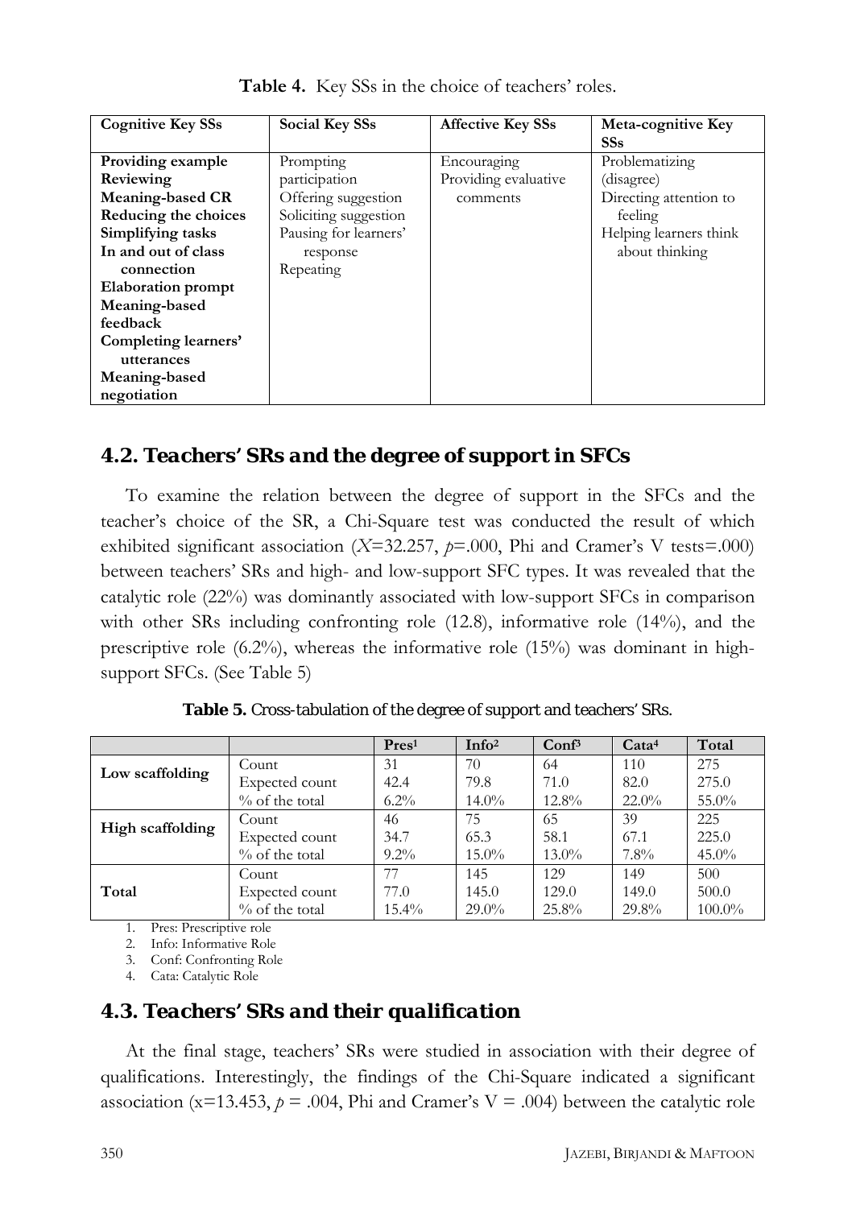**Table 4.** Key SSs in the choice of teachers' roles.

| Cognitive Key SSs | Social Key SSs | Affective Key SSs | Meta-cognitive Key SSs |
|---|---|---|---|
| **Providing example**<br>**Reviewing**<br>**Meaning-based CR**<br>**Reducing the choices**<br>**Simplifying tasks**<br>**In and out of class connection**<br>**Elaboration prompt**<br>**Meaning-based feedback**<br>**Completing learners' utterances**<br>**Meaning-based negotiation** | Prompting participation<br>Offering suggestion<br>Soliciting suggestion<br>Pausing for learners' response<br>Repeating | Encouraging<br>Providing evaluative comments | Problematizing (disagree)<br>Directing attention to feeling<br>Helping learners think about thinking |

## 4.2. Teachers' SRs and the degree of support in SFCs

To examine the relation between the degree of support in the SFCs and the teacher's choice of the SR, a Chi-Square test was conducted the result of which exhibited significant association ($X$=32.257, $p$=.000, Phi and Cramer's V tests=.000) between teachers' SRs and high- and low-support SFC types. It was revealed that the catalytic role (22%) was dominantly associated with low-support SFCs in comparison with other SRs including confronting role (12.8), informative role (14%), and the prescriptive role (6.2%), whereas the informative role (15%) was dominant in high-support SFCs. (See Table 5)

**Table 5.** Cross-tabulation of the degree of support and teachers' SRs.

| | | Pres[1] | Info[2] | Conf[3] | Cata[4] | Total |
|---|---|---|---|---|---|---|
| **Low scaffolding** | Count | 31 | 70 | 64 | 110 | 275 |
| | Expected count | 42.4 | 79.8 | 71.0 | 82.0 | 275.0 |
| | % of the total | 6.2% | 14.0% | 12.8% | 22.0% | 55.0% |
| **High scaffolding** | Count | 46 | 75 | 65 | 39 | 225 |
| | Expected count | 34.7 | 65.3 | 58.1 | 67.1 | 225.0 |
| | % of the total | 9.2% | 15.0% | 13.0% | 7.8% | 45.0% |
| **Total** | Count | 77 | 145 | 129 | 149 | 500 |
| | Expected count | 77.0 | 145.0 | 129.0 | 149.0 | 500.0 |
| | % of the total | 15.4% | 29.0% | 25.8% | 29.8% | 100.0% |

1. Pres: Prescriptive role
2. Info: Informative Role
3. Conf: Confronting Role
4. Cata: Catalytic Role

## 4.3. Teachers' SRs and their qualification

At the final stage, teachers' SRs were studied in association with their degree of qualifications. Interestingly, the findings of the Chi-Square indicated a significant association (x=13.453, $p$ = .004, Phi and Cramer's V = .004) between the catalytic role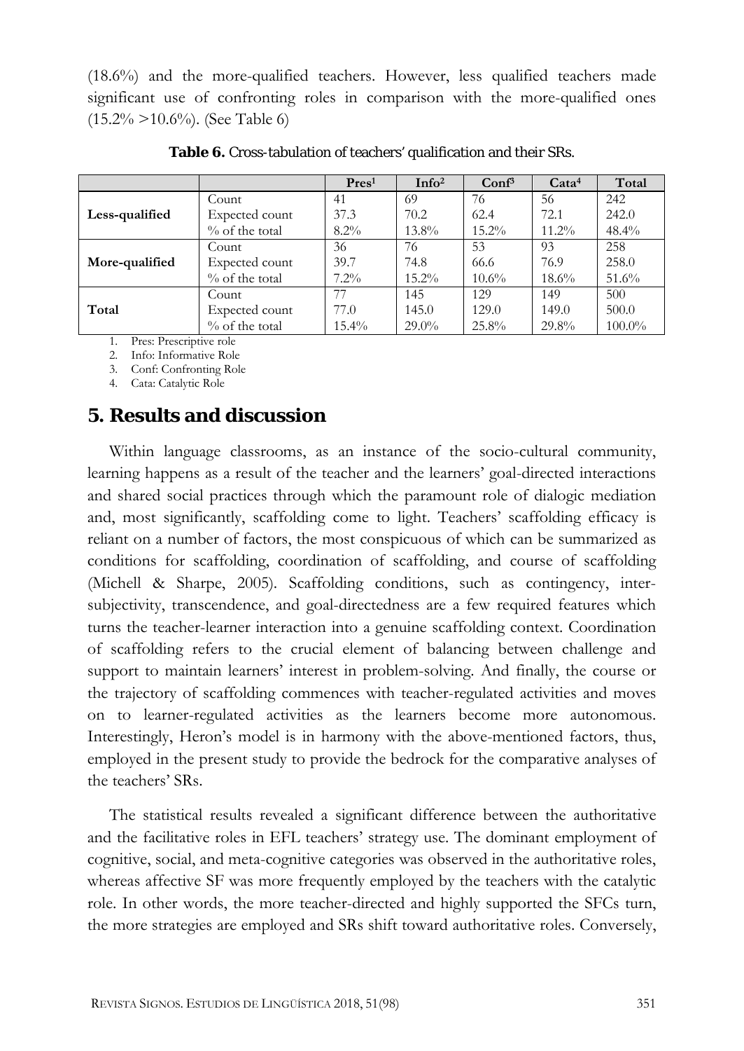(18.6%) and the more-qualified teachers. However, less qualified teachers made significant use of confronting roles in comparison with the more-qualified ones (15.2% >10.6%). (See Table 6)

**Table 6.** Cross-tabulation of teachers' qualification and their SRs.

| | | Pres[1] | Info[2] | Conf[3] | Cata[4] | Total |
|---|---|---|---|---|---|---|
| **Less-qualified** | Count | 41 | 69 | 76 | 56 | 242 |
| | Expected count | 37.3 | 70.2 | 62.4 | 72.1 | 242.0 |
| | % of the total | 8.2% | 13.8% | 15.2% | 11.2% | 48.4% |
| **More-qualified** | Count | 36 | 76 | 53 | 93 | 258 |
| | Expected count | 39.7 | 74.8 | 66.6 | 76.9 | 258.0 |
| | % of the total | 7.2% | 15.2% | 10.6% | 18.6% | 51.6% |
| **Total** | Count | 77 | 145 | 129 | 149 | 500 |
| | Expected count | 77.0 | 145.0 | 129.0 | 149.0 | 500.0 |
| | % of the total | 15.4% | 29.0% | 25.8% | 29.8% | 100.0% |

1. Pres: Prescriptive role
2. Info: Informative Role
3. Conf: Confronting Role
4. Cata: Catalytic Role

## 5. Results and discussion

Within language classrooms, as an instance of the socio-cultural community, learning happens as a result of the teacher and the learners' goal-directed interactions and shared social practices through which the paramount role of dialogic mediation and, most significantly, scaffolding come to light. Teachers' scaffolding efficacy is reliant on a number of factors, the most conspicuous of which can be summarized as conditions for scaffolding, coordination of scaffolding, and course of scaffolding (Michell & Sharpe, 2005). Scaffolding conditions, such as contingency, inter-subjectivity, transcendence, and goal-directedness are a few required features which turns the teacher-learner interaction into a genuine scaffolding context. Coordination of scaffolding refers to the crucial element of balancing between challenge and support to maintain learners' interest in problem-solving. And finally, the course or the trajectory of scaffolding commences with teacher-regulated activities and moves on to learner-regulated activities as the learners become more autonomous. Interestingly, Heron's model is in harmony with the above-mentioned factors, thus, employed in the present study to provide the bedrock for the comparative analyses of the teachers' SRs.

The statistical results revealed a significant difference between the authoritative and the facilitative roles in EFL teachers' strategy use. The dominant employment of cognitive, social, and meta-cognitive categories was observed in the authoritative roles, whereas affective SF was more frequently employed by the teachers with the catalytic role. In other words, the more teacher-directed and highly supported the SFCs turn, the more strategies are employed and SRs shift toward authoritative roles. Conversely,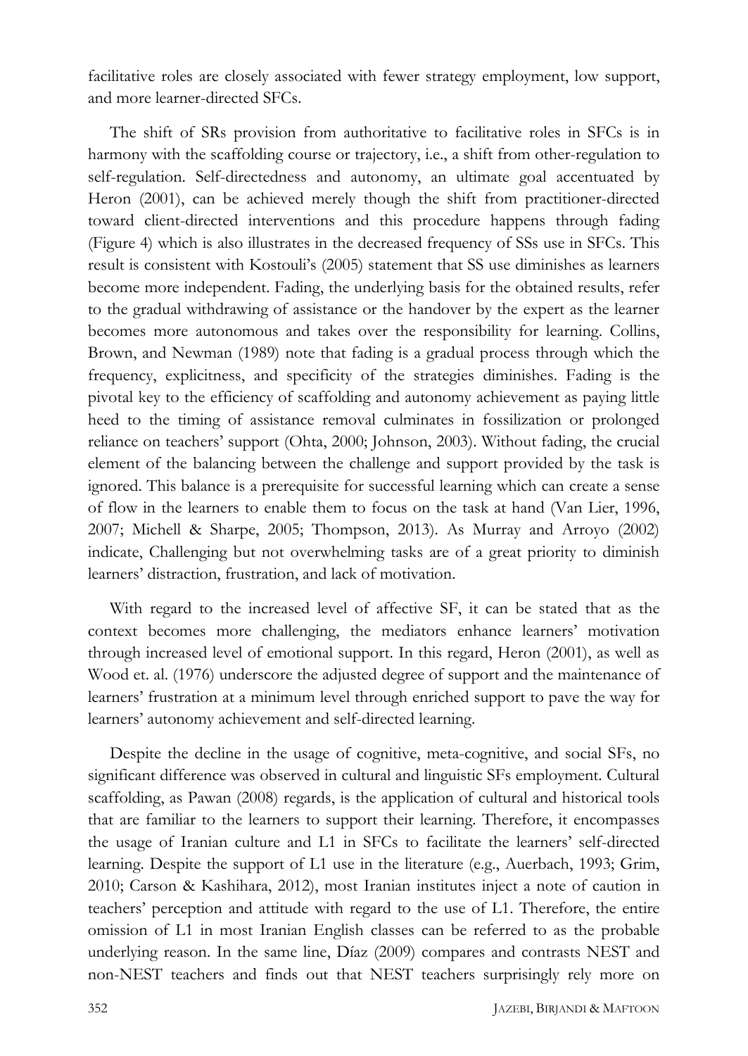facilitative roles are closely associated with fewer strategy employment, low support, and more learner-directed SFCs.

The shift of SRs provision from authoritative to facilitative roles in SFCs is in harmony with the scaffolding course or trajectory, i.e., a shift from other-regulation to self-regulation. Self-directedness and autonomy, an ultimate goal accentuated by Heron (2001), can be achieved merely though the shift from practitioner-directed toward client-directed interventions and this procedure happens through fading (Figure 4) which is also illustrates in the decreased frequency of SSs use in SFCs. This result is consistent with Kostouli's (2005) statement that SS use diminishes as learners become more independent. Fading, the underlying basis for the obtained results, refer to the gradual withdrawing of assistance or the handover by the expert as the learner becomes more autonomous and takes over the responsibility for learning. Collins, Brown, and Newman (1989) note that fading is a gradual process through which the frequency, explicitness, and specificity of the strategies diminishes. Fading is the pivotal key to the efficiency of scaffolding and autonomy achievement as paying little heed to the timing of assistance removal culminates in fossilization or prolonged reliance on teachers' support (Ohta, 2000; Johnson, 2003). Without fading, the crucial element of the balancing between the challenge and support provided by the task is ignored. This balance is a prerequisite for successful learning which can create a sense of flow in the learners to enable them to focus on the task at hand (Van Lier, 1996, 2007; Michell & Sharpe, 2005; Thompson, 2013). As Murray and Arroyo (2002) indicate, Challenging but not overwhelming tasks are of a great priority to diminish learners' distraction, frustration, and lack of motivation.

With regard to the increased level of affective SF, it can be stated that as the context becomes more challenging, the mediators enhance learners' motivation through increased level of emotional support. In this regard, Heron (2001), as well as Wood et. al. (1976) underscore the adjusted degree of support and the maintenance of learners' frustration at a minimum level through enriched support to pave the way for learners' autonomy achievement and self-directed learning.

Despite the decline in the usage of cognitive, meta-cognitive, and social SFs, no significant difference was observed in cultural and linguistic SFs employment. Cultural scaffolding, as Pawan (2008) regards, is the application of cultural and historical tools that are familiar to the learners to support their learning. Therefore, it encompasses the usage of Iranian culture and L1 in SFCs to facilitate the learners' self-directed learning. Despite the support of L1 use in the literature (e.g., Auerbach, 1993; Grim, 2010; Carson & Kashihara, 2012), most Iranian institutes inject a note of caution in teachers' perception and attitude with regard to the use of L1. Therefore, the entire omission of L1 in most Iranian English classes can be referred to as the probable underlying reason. In the same line, Díaz (2009) compares and contrasts NEST and non-NEST teachers and finds out that NEST teachers surprisingly rely more on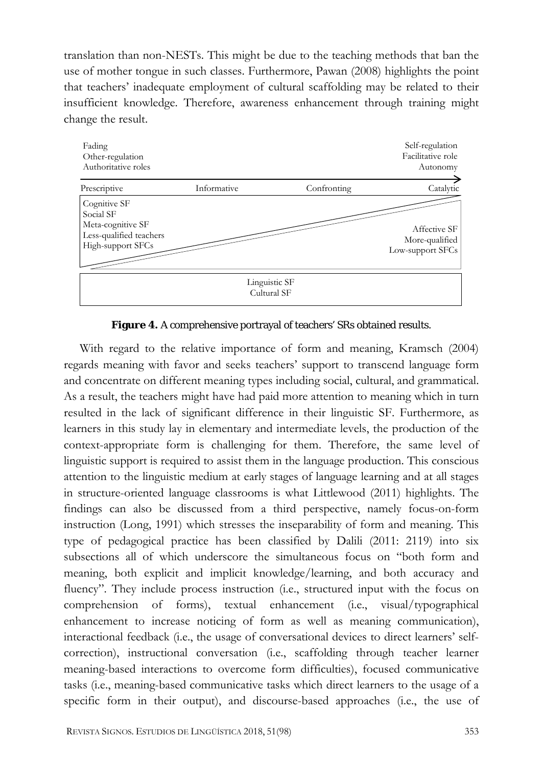translation than non-NESTs. This might be due to the teaching methods that ban the use of mother tongue in such classes. Furthermore, Pawan (2008) highlights the point that teachers' inadequate employment of cultural scaffolding may be related to their insufficient knowledge. Therefore, awareness enhancement through training might change the result.

Fading
Other-regulation
Authoritative roles

Self-regulation
Facilitative role
Autonomy

Prescriptive → Informative → Confronting → Catalytic

Cognitive SF
Social SF
Meta-cognitive SF
Less-qualified teachers
High-support SFCs

Affective SF
More-qualified
Low-support SFCs

Linguistic SF
Cultural SF

**Figure 4.** A comprehensive portrayal of teachers' SRs obtained results.

With regard to the relative importance of form and meaning, Kramsch (2004) regards meaning with favor and seeks teachers' support to transcend language form and concentrate on different meaning types including social, cultural, and grammatical. As a result, the teachers might have had paid more attention to meaning which in turn resulted in the lack of significant difference in their linguistic SF. Furthermore, as learners in this study lay in elementary and intermediate levels, the production of the context-appropriate form is challenging for them. Therefore, the same level of linguistic support is required to assist them in the language production. This conscious attention to the linguistic medium at early stages of language learning and at all stages in structure-oriented language classrooms is what Littlewood (2011) highlights. The findings can also be discussed from a third perspective, namely focus-on-form instruction (Long, 1991) which stresses the inseparability of form and meaning. This type of pedagogical practice has been classified by Dalili (2011: 2119) into six subsections all of which underscore the simultaneous focus on "both form and meaning, both explicit and implicit knowledge/learning, and both accuracy and fluency". They include process instruction (i.e., structured input with the focus on comprehension of forms), textual enhancement (i.e., visual/typographical enhancement to increase noticing of form as well as meaning communication), interactional feedback (i.e., the usage of conversational devices to direct learners' self-correction), instructional conversation (i.e., scaffolding through teacher learner meaning-based interactions to overcome form difficulties), focused communicative tasks (i.e., meaning-based communicative tasks which direct learners to the usage of a specific form in their output), and discourse-based approaches (i.e., the use of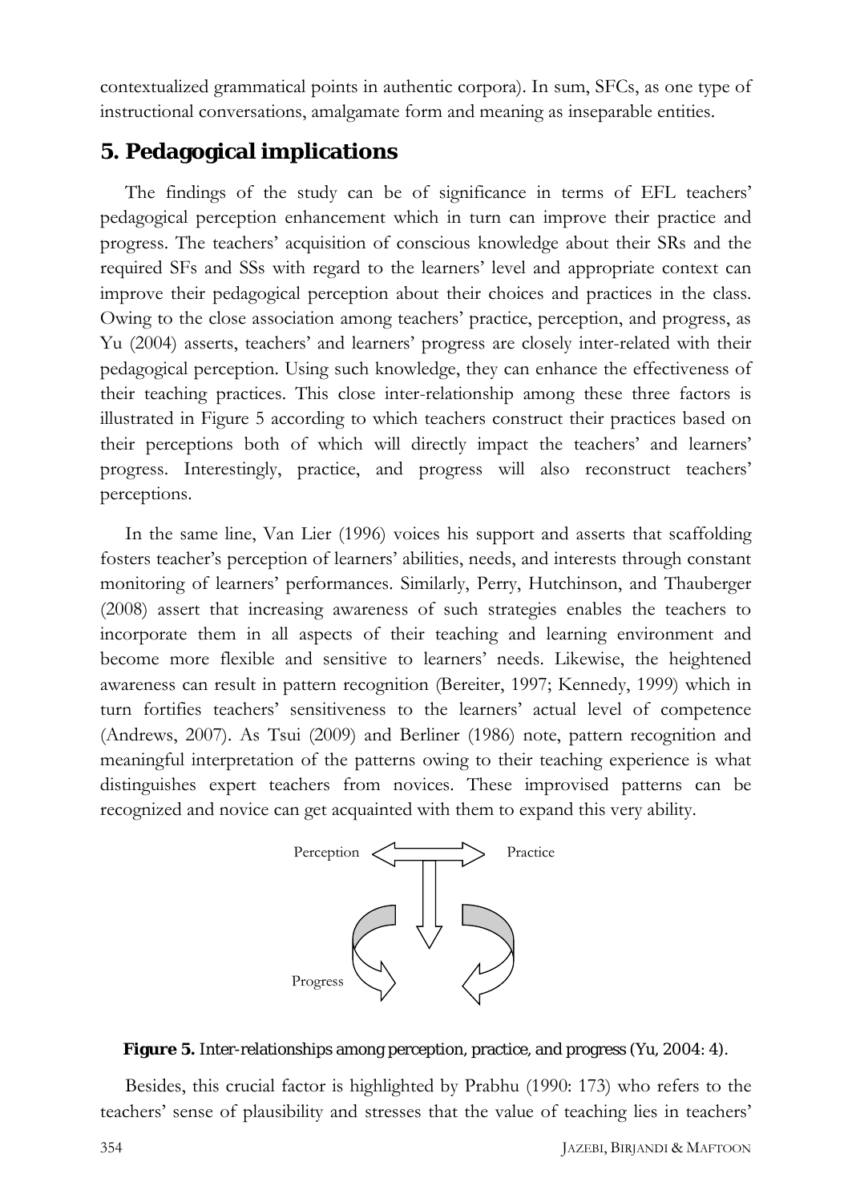contextualized grammatical points in authentic corpora). In sum, SFCs, as one type of instructional conversations, amalgamate form and meaning as inseparable entities.

## 5. Pedagogical implications

The findings of the study can be of significance in terms of EFL teachers' pedagogical perception enhancement which in turn can improve their practice and progress. The teachers' acquisition of conscious knowledge about their SRs and the required SFs and SSs with regard to the learners' level and appropriate context can improve their pedagogical perception about their choices and practices in the class. Owing to the close association among teachers' practice, perception, and progress, as Yu (2004) asserts, teachers' and learners' progress are closely inter-related with their pedagogical perception. Using such knowledge, they can enhance the effectiveness of their teaching practices. This close inter-relationship among these three factors is illustrated in Figure 5 according to which teachers construct their practices based on their perceptions both of which will directly impact the teachers' and learners' progress. Interestingly, practice, and progress will also reconstruct teachers' perceptions.

In the same line, Van Lier (1996) voices his support and asserts that scaffolding fosters teacher's perception of learners' abilities, needs, and interests through constant monitoring of learners' performances. Similarly, Perry, Hutchinson, and Thauberger (2008) assert that increasing awareness of such strategies enables the teachers to incorporate them in all aspects of their teaching and learning environment and become more flexible and sensitive to learners' needs. Likewise, the heightened awareness can result in pattern recognition (Bereiter, 1997; Kennedy, 1999) which in turn fortifies teachers' sensitiveness to the learners' actual level of competence (Andrews, 2007). As Tsui (2009) and Berliner (1986) note, pattern recognition and meaningful interpretation of the patterns owing to their teaching experience is what distinguishes expert teachers from novices. These improvised patterns can be recognized and novice can get acquainted with them to expand this very ability.

Perception ⟷ Practice

Progress

**Figure 5.** Inter-relationships among perception, practice, and progress (Yu, 2004: 4).

Besides, this crucial factor is highlighted by Prabhu (1990: 173) who refers to the teachers' sense of plausibility and stresses that the value of teaching lies in teachers'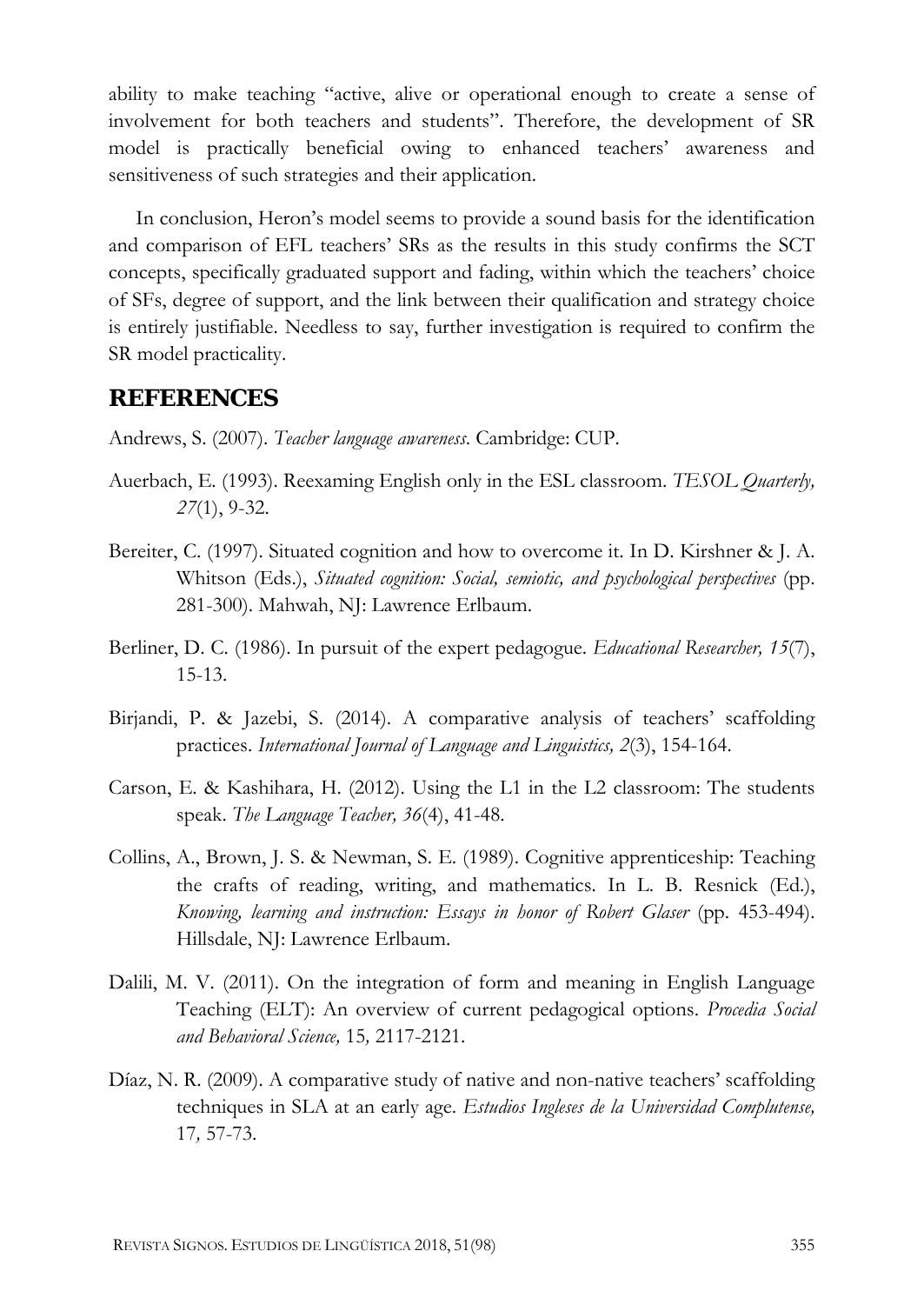ability to make teaching "active, alive or operational enough to create a sense of involvement for both teachers and students". Therefore, the development of SR model is practically beneficial owing to enhanced teachers' awareness and sensitiveness of such strategies and their application.

In conclusion, Heron's model seems to provide a sound basis for the identification and comparison of EFL teachers' SRs as the results in this study confirms the SCT concepts, specifically graduated support and fading, within which the teachers' choice of SFs, degree of support, and the link between their qualification and strategy choice is entirely justifiable. Needless to say, further investigation is required to confirm the SR model practicality.

## REFERENCES

Andrews, S. (2007). *Teacher language awareness*. Cambridge: CUP.

Auerbach, E. (1993). Reexaming English only in the ESL classroom. *TESOL Quarterly, 27*(1), 9-32.

Bereiter, C. (1997). Situated cognition and how to overcome it. In D. Kirshner & J. A. Whitson (Eds.), *Situated cognition: Social, semiotic, and psychological perspectives* (pp. 281-300). Mahwah, NJ: Lawrence Erlbaum.

Berliner, D. C. (1986). In pursuit of the expert pedagogue. *Educational Researcher, 15*(7), 15-13.

Birjandi, P. & Jazebi, S. (2014). A comparative analysis of teachers' scaffolding practices. *International Journal of Language and Linguistics, 2*(3), 154-164.

Carson, E. & Kashihara, H. (2012). Using the L1 in the L2 classroom: The students speak. *The Language Teacher, 36*(4), 41-48.

Collins, A., Brown, J. S. & Newman, S. E. (1989). Cognitive apprenticeship: Teaching the crafts of reading, writing, and mathematics. In L. B. Resnick (Ed.), *Knowing, learning and instruction: Essays in honor of Robert Glaser* (pp. 453-494). Hillsdale, NJ: Lawrence Erlbaum.

Dalili, M. V. (2011). On the integration of form and meaning in English Language Teaching (ELT): An overview of current pedagogical options. *Procedia Social and Behavioral Science,* 15*,* 2117-2121.

Díaz, N. R. (2009). A comparative study of native and non-native teachers' scaffolding techniques in SLA at an early age. *Estudios Ingleses de la Universidad Complutense,* 17*,* 57-73.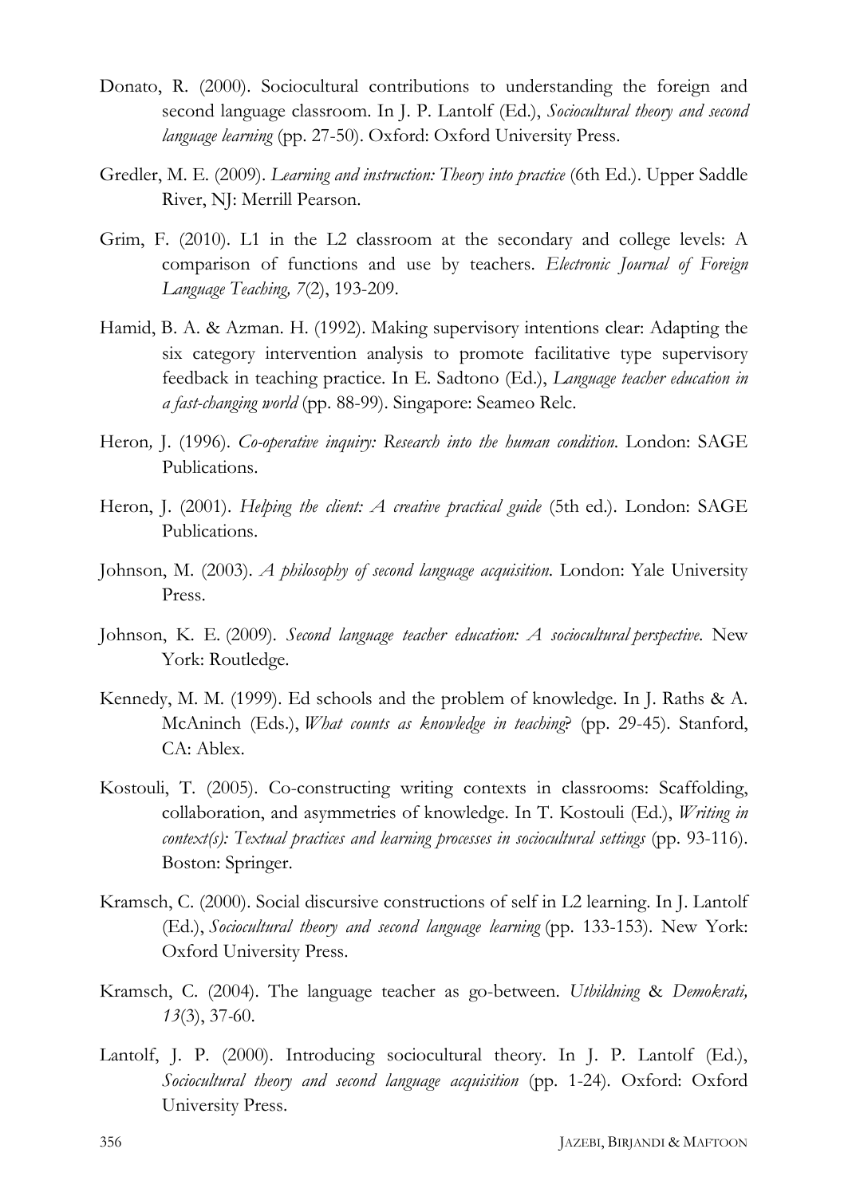Donato, R. (2000). Sociocultural contributions to understanding the foreign and second language classroom. In J. P. Lantolf (Ed.), *Sociocultural theory and second language learning* (pp. 27-50). Oxford: Oxford University Press.

Gredler, M. E. (2009). *Learning and instruction: Theory into practice* (6th Ed.). Upper Saddle River, NJ: Merrill Pearson.

Grim, F. (2010). L1 in the L2 classroom at the secondary and college levels: A comparison of functions and use by teachers. *Electronic Journal of Foreign Language Teaching, 7*(2), 193-209.

Hamid, B. A. & Azman. H. (1992). Making supervisory intentions clear: Adapting the six category intervention analysis to promote facilitative type supervisory feedback in teaching practice. In E. Sadtono (Ed.), *Language teacher education in a fast-changing world* (pp. 88-99). Singapore: Seameo Relc.

Heron, J. (1996). *Co-operative inquiry: Research into the human condition*. London: SAGE Publications.

Heron, J. (2001). *Helping the client: A creative practical guide* (5th ed.). London: SAGE Publications.

Johnson, M. (2003). *A philosophy of second language acquisition*. London: Yale University Press.

Johnson, K. E. (2009). *Second language teacher education: A sociocultural perspective*. New York: Routledge.

Kennedy, M. M. (1999). Ed schools and the problem of knowledge. In J. Raths & A. McAninch (Eds.), *What counts as knowledge in teaching*? (pp. 29-45). Stanford, CA: Ablex.

Kostouli, T. (2005). Co-constructing writing contexts in classrooms: Scaffolding, collaboration, and asymmetries of knowledge. In T. Kostouli (Ed.), *Writing in context(s): Textual practices and learning processes in sociocultural settings* (pp. 93-116). Boston: Springer.

Kramsch, C. (2000). Social discursive constructions of self in L2 learning. In J. Lantolf (Ed.), *Sociocultural theory and second language learning* (pp. 133-153). New York: Oxford University Press.

Kramsch, C. (2004). The language teacher as go-between. *Utbildning* & *Demokrati, 13*(3), 37-60.

Lantolf, J. P. (2000). Introducing sociocultural theory. In J. P. Lantolf (Ed.), *Sociocultural theory and second language acquisition* (pp. 1-24). Oxford: Oxford University Press.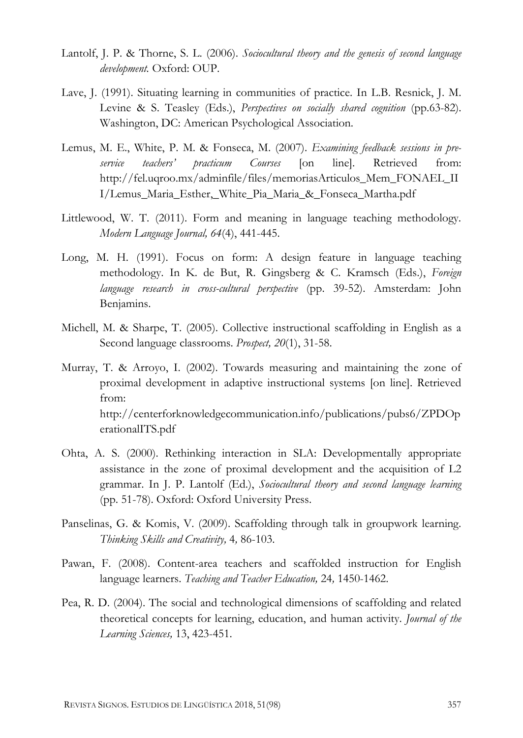Lantolf, J. P. & Thorne, S. L. (2006). *Sociocultural theory and the genesis of second language development.* Oxford: OUP.

Lave, J. (1991). Situating learning in communities of practice. In L.B. Resnick, J. M. Levine & S. Teasley (Eds.), *Perspectives on socially shared cognition* (pp.63-82). Washington, DC: American Psychological Association.

Lemus, M. E., White, P. M. & Fonseca, M. (2007). *Examining feedback sessions in pre-service teachers' practicum Courses* [on line]. Retrieved from: http://fel.uqroo.mx/adminfile/files/memoriasArticulos_Mem_FONAEL_III/Lemus_Maria_Esther,_White_Pia_Maria_&_Fonseca_Martha.pdf

Littlewood, W. T. (2011). Form and meaning in language teaching methodology. *Modern Language Journal, 64*(4), 441-445.

Long, M. H. (1991). Focus on form: A design feature in language teaching methodology. In K. de But, R. Gingsberg & C. Kramsch (Eds.), *Foreign language research in cross-cultural perspective* (pp. 39-52). Amsterdam: John Benjamins.

Michell, M. & Sharpe, T. (2005). Collective instructional scaffolding in English as a Second language classrooms. *Prospect, 20*(1), 31-58.

Murray, T. & Arroyo, I. (2002). Towards measuring and maintaining the zone of proximal development in adaptive instructional systems [on line]. Retrieved from: http://centerforknowledgecommunication.info/publications/pubs6/ZPDOperationalITS.pdf

Ohta, A. S. (2000). Rethinking interaction in SLA: Developmentally appropriate assistance in the zone of proximal development and the acquisition of L2 grammar. In J. P. Lantolf (Ed.), *Sociocultural theory and second language learning* (pp. 51-78). Oxford: Oxford University Press.

Panselinas, G. & Komis, V. (2009). Scaffolding through talk in groupwork learning. *Thinking Skills and Creativity,* 4*,* 86-103.

Pawan, F. (2008). Content-area teachers and scaffolded instruction for English language learners. *Teaching and Teacher Education,* 24*,* 1450-1462.

Pea, R. D. (2004). The social and technological dimensions of scaffolding and related theoretical concepts for learning, education, and human activity. *Journal of the Learning Sciences,* 13, 423-451.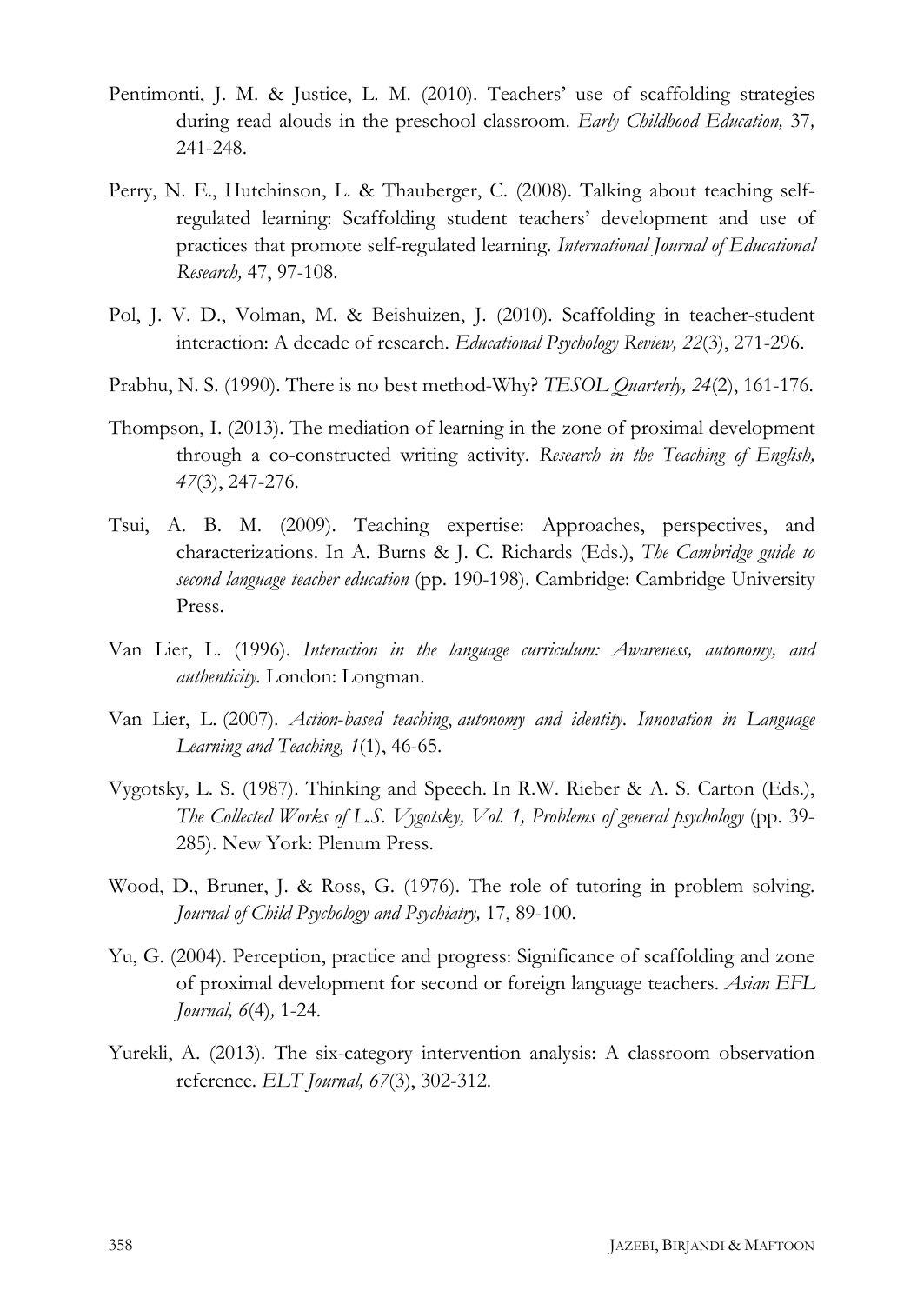Pentimonti, J. M. & Justice, L. M. (2010). Teachers' use of scaffolding strategies during read alouds in the preschool classroom. *Early Childhood Education,* 37*,* 241-248.

Perry, N. E., Hutchinson, L. & Thauberger, C. (2008). Talking about teaching self-regulated learning: Scaffolding student teachers' development and use of practices that promote self-regulated learning. *International Journal of Educational Research,* 47, 97-108.

Pol, J. V. D., Volman, M. & Beishuizen, J. (2010). Scaffolding in teacher-student interaction: A decade of research. *Educational Psychology Review, 22*(3), 271-296.

Prabhu, N. S. (1990). There is no best method-Why? *TESOL Quarterly, 24*(2), 161-176.

Thompson, I. (2013). The mediation of learning in the zone of proximal development through a co-constructed writing activity. *Research in the Teaching of English, 47*(3), 247-276.

Tsui, A. B. M. (2009). Teaching expertise: Approaches, perspectives, and characterizations. In A. Burns & J. C. Richards (Eds.), *The Cambridge guide to second language teacher education* (pp. 190-198). Cambridge: Cambridge University Press.

Van Lier, L. (1996). *Interaction in the language curriculum: Awareness, autonomy, and authenticity.* London: Longman.

Van Lier, L. (2007). *Action-based teaching, autonomy and identity. Innovation in Language Learning and Teaching, 1*(1), 46-65.

Vygotsky, L. S. (1987). Thinking and Speech. In R.W. Rieber & A. S. Carton (Eds.), *The Collected Works of L.S. Vygotsky, Vol. 1, Problems of general psychology* (pp. 39-285). New York: Plenum Press.

Wood, D., Bruner, J. & Ross, G. (1976). The role of tutoring in problem solving. *Journal of Child Psychology and Psychiatry,* 17, 89-100.

Yu, G. (2004). Perception, practice and progress: Significance of scaffolding and zone of proximal development for second or foreign language teachers. *Asian EFL Journal, 6*(4)*,* 1-24.

Yurekli, A. (2013). The six-category intervention analysis: A classroom observation reference. *ELT Journal, 67*(3), 302-312.